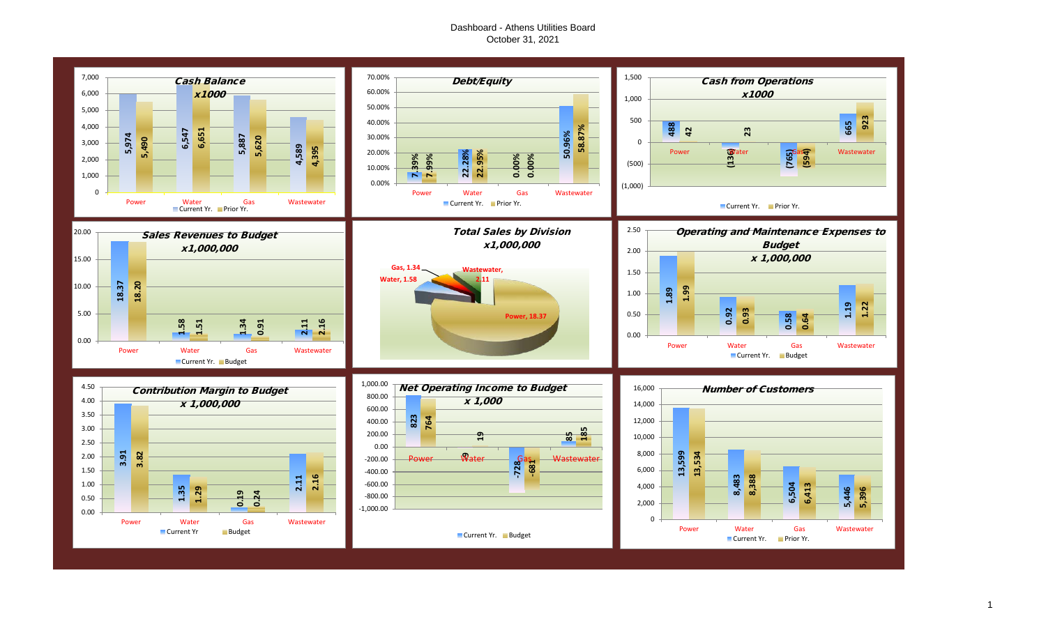# Dashboard - Athens Utilities Board
October 31, 2021

### Cash Balance x1000

| | Current Yr. | Prior Yr. |
|---|---|---|
| Power | 5,974 | 5,490 |
| Water | 6,547 | 6,651 |
| Gas | 5,887 | 5,620 |
| Wastewater | 4,589 | 4,395 |

### Debt/Equity

| | Current Yr. | Prior Yr. |
|---|---|---|
| Power | 7.39% | 7.99% |
| Water | 22.28% | 22.95% |
| Gas | 0.00% | 0.00% |
| Wastewater | 50.96% | 58.87% |

### Cash from Operations x1000

| | Current Yr. | Prior Yr. |
|---|---|---|
| Power | 488 | 42 |
| Water | (136) | 23 |
| Gas | (765) | (594) |
| Wastewater | 665 | 923 |

### Sales Revenues to Budget x1,000,000

| | Current Yr. | Budget |
|---|---|---|
| Power | 18.37 | 18.20 |
| Water | 1.58 | 1.51 |
| Gas | 1.34 | 0.91 |
| Wastewater | 2.11 | 2.16 |

### Total Sales by Division x1,000,000

| Division | Sales |
|---|---|
| Power | 18.37 |
| Water | 1.58 |
| Gas | 1.34 |
| Wastewater | 2.11 |

### Operating and Maintenance Expenses to Budget x 1,000,000

| | Current Yr. | Budget |
|---|---|---|
| Power | 1.89 | 1.99 |
| Water | 0.92 | 0.93 |
| Gas | 0.58 | 0.64 |
| Wastewater | 1.19 | 1.22 |

### Contribution Margin to Budget x 1,000,000

| | Current Yr | Budget |
|---|---|---|
| Power | 3.91 | 3.82 |
| Water | 1.35 | 1.29 |
| Gas | 0.19 | 0.24 |
| Wastewater | 2.11 | 2.16 |

### Net Operating Income to Budget x 1,000

| | Current Yr. | Budget |
|---|---|---|
| Power | 823 | 764 |
| Water | 9 | 19 |
| Gas | -728 | -681 |
| Wastewater | 85 | 185 |

### Number of Customers

| | Current Yr. | Prior Yr. |
|---|---|---|
| Power | 13,599 | 13,534 |
| Water | 8,483 | 8,388 |
| Gas | 6,504 | 6,413 |
| Wastewater | 5,446 | 5,396 |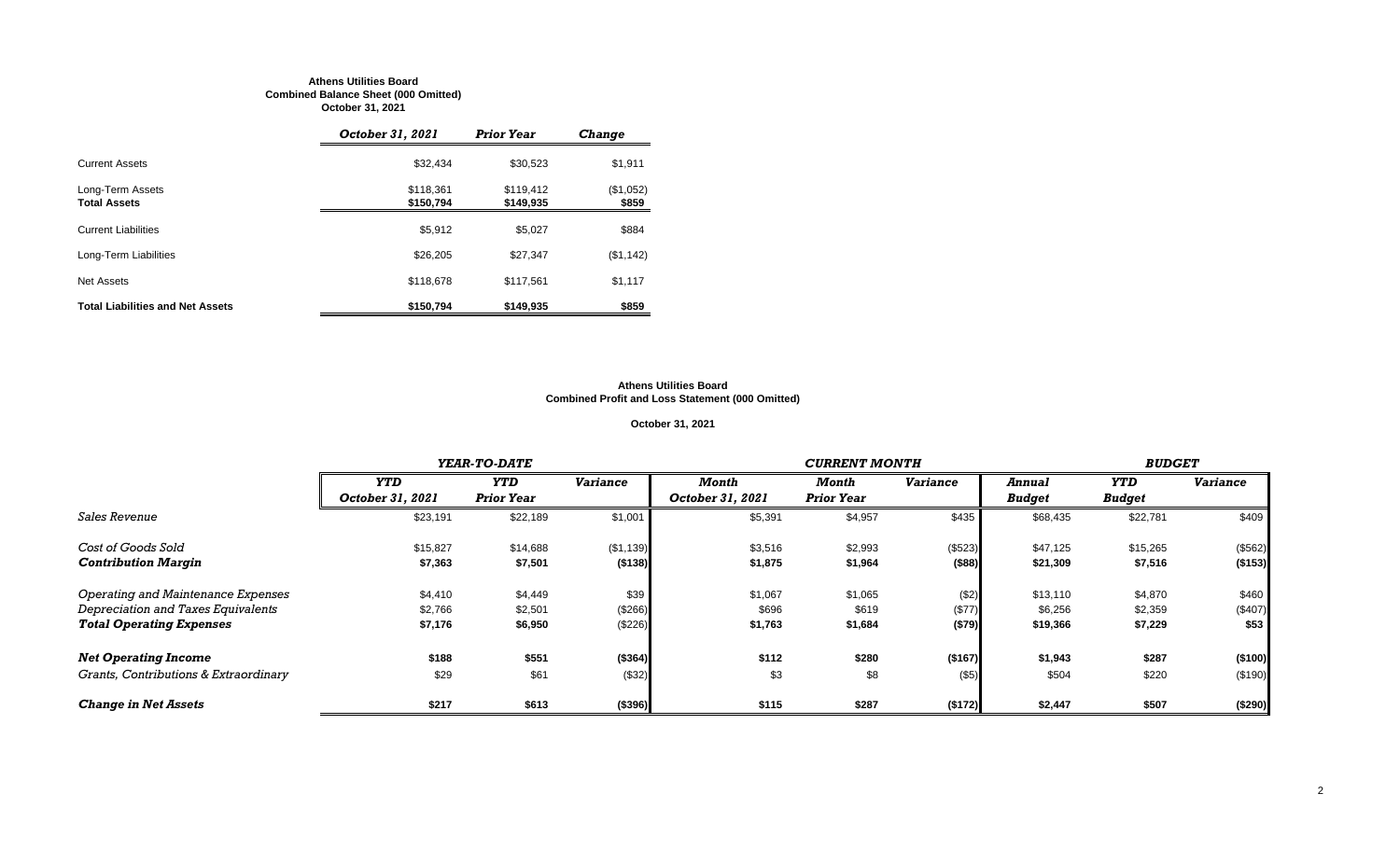**Athens Utilities Board**
**Combined Balance Sheet (000 Omitted)**
**October 31, 2021**

| | *October 31, 2021* | *Prior Year* | *Change* |
|---|---|---|---|
| Current Assets | $32,434 | $30,523 | $1,911 |
| Long-Term Assets | $118,361 | $119,412 | ($1,052) |
| **Total Assets** | **$150,794** | **$149,935** | **$859** |
| Current Liabilities | $5,912 | $5,027 | $884 |
| Long-Term Liabilities | $26,205 | $27,347 | ($1,142) |
| Net Assets | $118,678 | $117,561 | $1,117 |
| **Total Liabilities and Net Assets** | **$150,794** | **$149,935** | **$859** |

**Athens Utilities Board**
**Combined Profit and Loss Statement (000 Omitted)**

**October 31, 2021**

| | *YEAR-TO-DATE* | | | *CURRENT MONTH* | | | *BUDGET* | | |
|---|---|---|---|---|---|---|---|---|---|
| | *YTD October 31, 2021* | *YTD Prior Year* | *Variance* | *Month October 31, 2021* | *Month Prior Year* | *Variance* | *Annual Budget* | *YTD Budget* | *Variance* |
| *Sales Revenue* | $23,191 | $22,189 | $1,001 | $5,391 | $4,957 | $435 | $68,435 | $22,781 | $409 |
| *Cost of Goods Sold* | $15,827 | $14,688 | ($1,139) | $3,516 | $2,993 | ($523) | $47,125 | $15,265 | ($562) |
| ***Contribution Margin*** | **$7,363** | **$7,501** | **($138)** | **$1,875** | **$1,964** | **($88)** | **$21,309** | **$7,516** | **($153)** |
| *Operating and Maintenance Expenses* | $4,410 | $4,449 | $39 | $1,067 | $1,065 | ($2) | $13,110 | $4,870 | $460 |
| *Depreciation and Taxes Equivalents* | $2,766 | $2,501 | ($266) | $696 | $619 | ($77) | $6,256 | $2,359 | ($407) |
| ***Total Operating Expenses*** | **$7,176** | **$6,950** | ($226) | **$1,763** | **$1,684** | **($79)** | **$19,366** | **$7,229** | **$53** |
| ***Net Operating Income*** | **$188** | **$551** | **($364)** | **$112** | **$280** | **($167)** | **$1,943** | **$287** | **($100)** |
| *Grants, Contributions & Extraordinary* | $29 | $61 | ($32) | $3 | $8 | ($5) | $504 | $220 | ($190) |
| ***Change in Net Assets*** | **$217** | **$613** | **($396)** | **$115** | **$287** | **($172)** | **$2,447** | **$507** | **($290)** |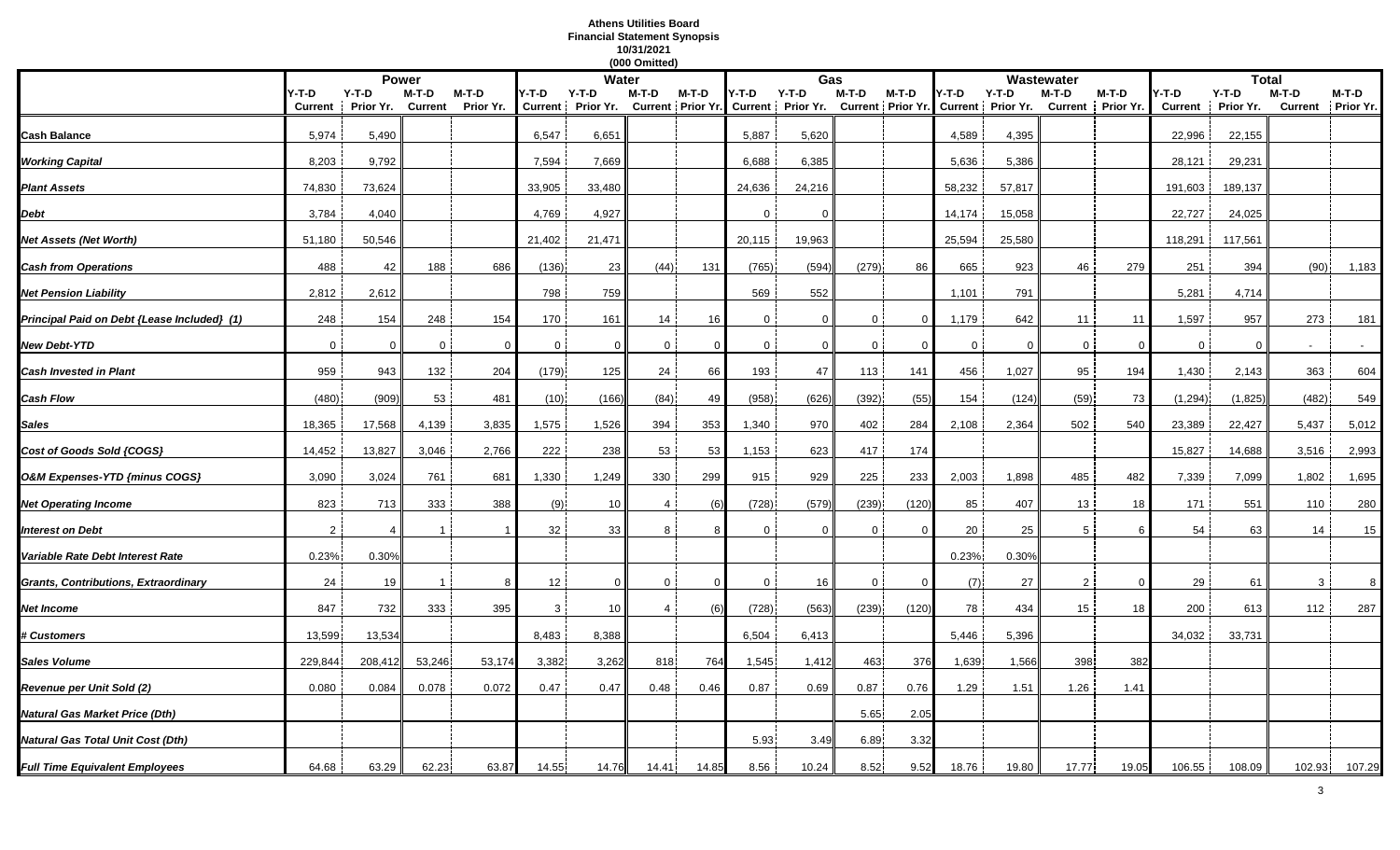**Athens Utilities Board**
**Financial Statement Synopsis**
**10/31/2021**
**(000 Omitted)**

| | Power | | | | Water | | | | Gas | | | | Wastewater | | | | Total | | | |
|---|---|---|---|---|---|---|---|---|---|---|---|---|---|---|---|---|---|---|---|---|
| | Y-T-D Current | Y-T-D Prior Yr. | M-T-D Current | M-T-D Prior Yr. | Y-T-D Current | Y-T-D Prior Yr. | M-T-D Current | M-T-D Prior Yr. | Y-T-D Current | Y-T-D Prior Yr. | M-T-D Current | M-T-D Prior Yr. | Y-T-D Current | Y-T-D Prior Yr. | M-T-D Current | M-T-D Prior Yr. | Y-T-D Current | Y-T-D Prior Yr. | M-T-D Current | M-T-D Prior Yr. |
| **Cash Balance** | 5,974 | 5,490 | | | 6,547 | 6,651 | | | 5,887 | 5,620 | | | 4,589 | 4,395 | | | 22,996 | 22,155 | | |
| **Working Capital** | 8,203 | 9,792 | | | 7,594 | 7,669 | | | 6,688 | 6,385 | | | 5,636 | 5,386 | | | 28,121 | 29,231 | | |
| **Plant Assets** | 74,830 | 73,624 | | | 33,905 | 33,480 | | | 24,636 | 24,216 | | | 58,232 | 57,817 | | | 191,603 | 189,137 | | |
| **Debt** | 3,784 | 4,040 | | | 4,769 | 4,927 | | | 0 | 0 | | | 14,174 | 15,058 | | | 22,727 | 24,025 | | |
| **Net Assets (Net Worth)** | 51,180 | 50,546 | | | 21,402 | 21,471 | | | 20,115 | 19,963 | | | 25,594 | 25,580 | | | 118,291 | 117,561 | | |
| **Cash from Operations** | 488 | 42 | 188 | 686 | (136) | 23 | (44) | 131 | (765) | (594) | (279) | 86 | 665 | 923 | 46 | 279 | 251 | 394 | (90) | 1,183 |
| **Net Pension Liability** | 2,812 | 2,612 | | | 798 | 759 | | | 569 | 552 | | | 1,101 | 791 | | | 5,281 | 4,714 | | |
| **Principal Paid on Debt {Lease Included} (1)** | 248 | 154 | 248 | 154 | 170 | 161 | 14 | 16 | 0 | 0 | 0 | 0 | 1,179 | 642 | 11 | 11 | 1,597 | 957 | 273 | 181 |
| **New Debt-YTD** | 0 | 0 | 0 | 0 | 0 | 0 | 0 | 0 | 0 | 0 | 0 | 0 | 0 | 0 | 0 | 0 | 0 | 0 | - | - |
| **Cash Invested in Plant** | 959 | 943 | 132 | 204 | (179) | 125 | 24 | 66 | 193 | 47 | 113 | 141 | 456 | 1,027 | 95 | 194 | 1,430 | 2,143 | 363 | 604 |
| **Cash Flow** | (480) | (909) | 53 | 481 | (10) | (166) | (84) | 49 | (958) | (626) | (392) | (55) | 154 | (124) | (59) | 73 | (1,294) | (1,825) | (482) | 549 |
| **Sales** | 18,365 | 17,568 | 4,139 | 3,835 | 1,575 | 1,526 | 394 | 353 | 1,340 | 970 | 402 | 284 | 2,108 | 2,364 | 502 | 540 | 23,389 | 22,427 | 5,437 | 5,012 |
| **Cost of Goods Sold {COGS}** | 14,452 | 13,827 | 3,046 | 2,766 | 222 | 238 | 53 | 53 | 1,153 | 623 | 417 | 174 | | | | | 15,827 | 14,688 | 3,516 | 2,993 |
| **O&M Expenses-YTD {minus COGS}** | 3,090 | 3,024 | 761 | 681 | 1,330 | 1,249 | 330 | 299 | 915 | 929 | 225 | 233 | 2,003 | 1,898 | 485 | 482 | 7,339 | 7,099 | 1,802 | 1,695 |
| **Net Operating Income** | 823 | 713 | 333 | 388 | (9) | 10 | 4 | (6) | (728) | (579) | (239) | (120) | 85 | 407 | 13 | 18 | 171 | 551 | 110 | 280 |
| **Interest on Debt** | 2 | 4 | 1 | 1 | 32 | 33 | 8 | 8 | 0 | 0 | 0 | 0 | 20 | 25 | 5 | 6 | 54 | 63 | 14 | 15 |
| **Variable Rate Debt Interest Rate** | 0.23% | 0.30% | | | | | | | | | | | 0.23% | 0.30% | | | | | | |
| **Grants, Contributions, Extraordinary** | 24 | 19 | 1 | 8 | 12 | 0 | 0 | 0 | 0 | 16 | 0 | 0 | (7) | 27 | 2 | 0 | 29 | 61 | 3 | 8 |
| **Net Income** | 847 | 732 | 333 | 395 | 3 | 10 | 4 | (6) | (728) | (563) | (239) | (120) | 78 | 434 | 15 | 18 | 200 | 613 | 112 | 287 |
| **# Customers** | 13,599 | 13,534 | | | 8,483 | 8,388 | | | 6,504 | 6,413 | | | 5,446 | 5,396 | | | 34,032 | 33,731 | | |
| **Sales Volume** | 229,844 | 208,412 | 53,246 | 53,174 | 3,382 | 3,262 | 818 | 764 | 1,545 | 1,412 | 463 | 376 | 1,639 | 1,566 | 398 | 382 | | | | |
| **Revenue per Unit Sold (2)** | 0.080 | 0.084 | 0.078 | 0.072 | 0.47 | 0.47 | 0.48 | 0.46 | 0.87 | 0.69 | 0.87 | 0.76 | 1.29 | 1.51 | 1.26 | 1.41 | | | | |
| **Natural Gas Market Price (Dth)** | | | | | | | | | | | 5.65 | 2.05 | | | | | | | | |
| **Natural Gas Total Unit Cost (Dth)** | | | | | | | | | 5.93 | 3.49 | 6.89 | 3.32 | | | | | | | | |
| **Full Time Equivalent Employees** | 64.68 | 63.29 | 62.23 | 63.87 | 14.55 | 14.76 | 14.41 | 14.85 | 8.56 | 10.24 | 8.52 | 9.52 | 18.76 | 19.80 | 17.77 | 19.05 | 106.55 | 108.09 | 102.93 | 107.29 |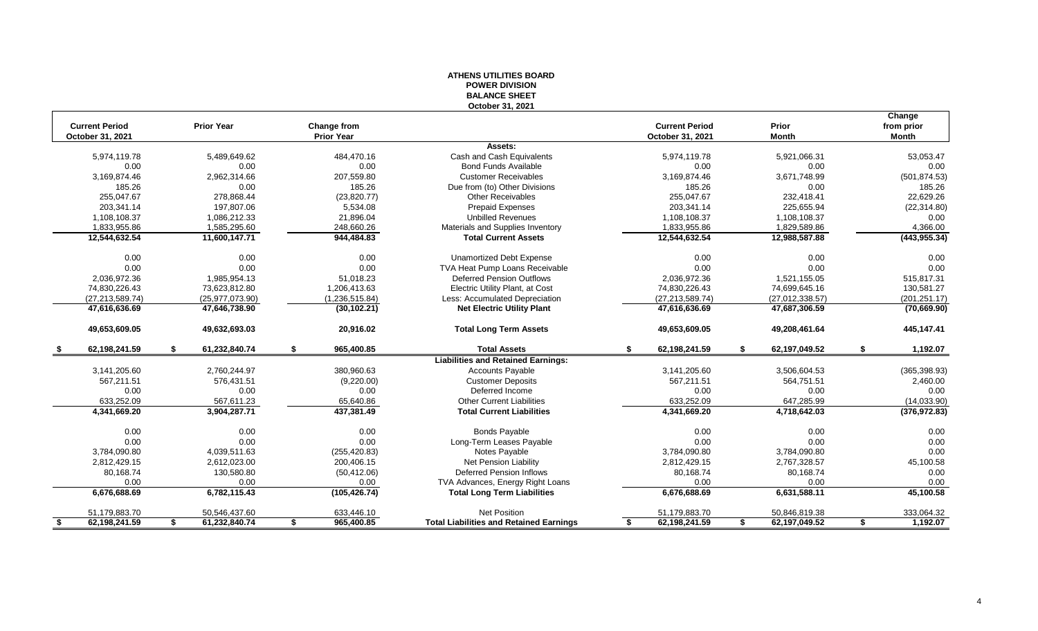# ATHENS UTILITIES BOARD
## POWER DIVISION
## BALANCE SHEET
### October 31, 2021

| Current Period October 31, 2021 | Prior Year | Change from Prior Year | | Current Period October 31, 2021 | Prior Month | Change from prior Month |
|---|---|---|---|---|---|---|
| | | | **Assets:** | | | |
| 5,974,119.78 | 5,489,649.62 | 484,470.16 | Cash and Cash Equivalents | 5,974,119.78 | 5,921,066.31 | 53,053.47 |
| 0.00 | 0.00 | 0.00 | Bond Funds Available | 0.00 | 0.00 | 0.00 |
| 3,169,874.46 | 2,962,314.66 | 207,559.80 | Customer Receivables | 3,169,874.46 | 3,671,748.99 | (501,874.53) |
| 185.26 | 0.00 | 185.26 | Due from (to) Other Divisions | 185.26 | 0.00 | 185.26 |
| 255,047.67 | 278,868.44 | (23,820.77) | Other Receivables | 255,047.67 | 232,418.41 | 22,629.26 |
| 203,341.14 | 197,807.06 | 5,534.08 | Prepaid Expenses | 203,341.14 | 225,655.94 | (22,314.80) |
| 1,108,108.37 | 1,086,212.33 | 21,896.04 | Unbilled Revenues | 1,108,108.37 | 1,108,108.37 | 0.00 |
| 1,833,955.86 | 1,585,295.60 | 248,660.26 | Materials and Supplies Inventory | 1,833,955.86 | 1,829,589.86 | 4,366.00 |
| **12,544,632.54** | **11,600,147.71** | **944,484.83** | **Total Current Assets** | **12,544,632.54** | **12,988,587.88** | **(443,955.34)** |
| 0.00 | 0.00 | 0.00 | Unamortized Debt Expense | 0.00 | 0.00 | 0.00 |
| 0.00 | 0.00 | 0.00 | TVA Heat Pump Loans Receivable | 0.00 | 0.00 | 0.00 |
| 2,036,972.36 | 1,985,954.13 | 51,018.23 | Deferred Pension Outflows | 2,036,972.36 | 1,521,155.05 | 515,817.31 |
| 74,830,226.43 | 73,623,812.80 | 1,206,413.63 | Electric Utility Plant, at Cost | 74,830,226.43 | 74,699,645.16 | 130,581.27 |
| (27,213,589.74) | (25,977,073.90) | (1,236,515.84) | Less: Accumulated Depreciation | (27,213,589.74) | (27,012,338.57) | (201,251.17) |
| **47,616,636.69** | **47,646,738.90** | **(30,102.21)** | **Net Electric Utility Plant** | **47,616,636.69** | **47,687,306.59** | **(70,669.90)** |
| **49,653,609.05** | **49,632,693.03** | **20,916.02** | **Total Long Term Assets** | **49,653,609.05** | **49,208,461.64** | **445,147.41** |
| **$ 62,198,241.59** | **$ 61,232,840.74** | **$ 965,400.85** | **Total Assets** | **$ 62,198,241.59** | **$ 62,197,049.52** | **$ 1,192.07** |
| | | | **Liabilities and Retained Earnings:** | | | |
| 3,141,205.60 | 2,760,244.97 | 380,960.63 | Accounts Payable | 3,141,205.60 | 3,506,604.53 | (365,398.93) |
| 567,211.51 | 576,431.51 | (9,220.00) | Customer Deposits | 567,211.51 | 564,751.51 | 2,460.00 |
| 0.00 | 0.00 | 0.00 | Deferred Income | 0.00 | 0.00 | 0.00 |
| 633,252.09 | 567,611.23 | 65,640.86 | Other Current Liabilities | 633,252.09 | 647,285.99 | (14,033.90) |
| **4,341,669.20** | **3,904,287.71** | **437,381.49** | **Total Current Liabilities** | **4,341,669.20** | **4,718,642.03** | **(376,972.83)** |
| 0.00 | 0.00 | 0.00 | Bonds Payable | 0.00 | 0.00 | 0.00 |
| 0.00 | 0.00 | 0.00 | Long-Term Leases Payable | 0.00 | 0.00 | 0.00 |
| 3,784,090.80 | 4,039,511.63 | (255,420.83) | Notes Payable | 3,784,090.80 | 3,784,090.80 | 0.00 |
| 2,812,429.15 | 2,612,023.00 | 200,406.15 | Net Pension Liability | 2,812,429.15 | 2,767,328.57 | 45,100.58 |
| 80,168.74 | 130,580.80 | (50,412.06) | Deferred Pension Inflows | 80,168.74 | 80,168.74 | 0.00 |
| 0.00 | 0.00 | 0.00 | TVA Advances, Energy Right Loans | 0.00 | 0.00 | 0.00 |
| **6,676,688.69** | **6,782,115.43** | **(105,426.74)** | **Total Long Term Liabilities** | **6,676,688.69** | **6,631,588.11** | **45,100.58** |
| 51,179,883.70 | 50,546,437.60 | 633,446.10 | Net Position | 51,179,883.70 | 50,846,819.38 | 333,064.32 |
| **$ 62,198,241.59** | **$ 61,232,840.74** | **$ 965,400.85** | **Total Liabilities and Retained Earnings** | **$ 62,198,241.59** | **$ 62,197,049.52** | **$ 1,192.07** |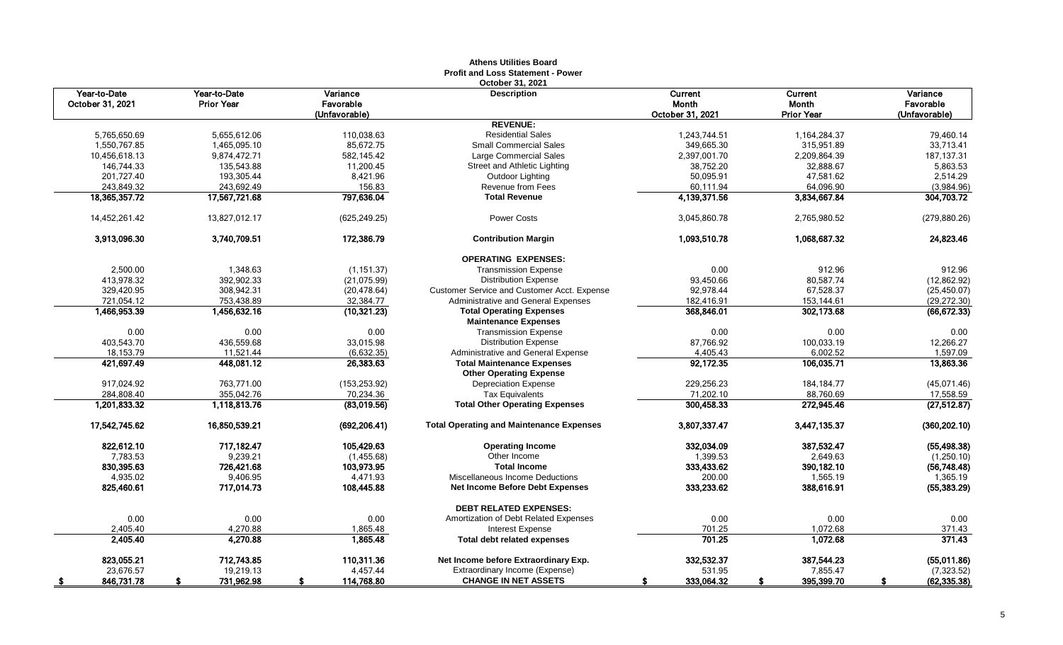# Athens Utilities Board
## Profit and Loss Statement - Power
### October 31, 2021

| Year-to-Date October 31, 2021 | Year-to-Date Prior Year | Variance Favorable (Unfavorable) | Description | Current Month October 31, 2021 | Current Month Prior Year | Variance Favorable (Unfavorable) |
|---|---|---|---|---|---|---|
| | | | **REVENUE:** | | | |
| 5,765,650.69 | 5,655,612.06 | 110,038.63 | Residential Sales | 1,243,744.51 | 1,164,284.37 | 79,460.14 |
| 1,550,767.85 | 1,465,095.10 | 85,672.75 | Small Commercial Sales | 349,665.30 | 315,951.89 | 33,713.41 |
| 10,456,618.13 | 9,874,472.71 | 582,145.42 | Large Commercial Sales | 2,397,001.70 | 2,209,864.39 | 187,137.31 |
| 146,744.33 | 135,543.88 | 11,200.45 | Street and Athletic Lighting | 38,752.20 | 32,888.67 | 5,863.53 |
| 201,727.40 | 193,305.44 | 8,421.96 | Outdoor Lighting | 50,095.91 | 47,581.62 | 2,514.29 |
| 243,849.32 | 243,692.49 | 156.83 | Revenue from Fees | 60,111.94 | 64,096.90 | (3,984.96) |
| **18,365,357.72** | **17,567,721.68** | **797,636.04** | **Total Revenue** | **4,139,371.56** | **3,834,667.84** | **304,703.72** |
| 14,452,261.42 | 13,827,012.17 | (625,249.25) | Power Costs | 3,045,860.78 | 2,765,980.52 | (279,880.26) |
| **3,913,096.30** | **3,740,709.51** | **172,386.79** | **Contribution Margin** | **1,093,510.78** | **1,068,687.32** | **24,823.46** |
| | | | **OPERATING EXPENSES:** | | | |
| 2,500.00 | 1,348.63 | (1,151.37) | Transmission Expense | 0.00 | 912.96 | 912.96 |
| 413,978.32 | 392,902.33 | (21,075.99) | Distribution Expense | 93,450.66 | 80,587.74 | (12,862.92) |
| 329,420.95 | 308,942.31 | (20,478.64) | Customer Service and Customer Acct. Expense | 92,978.44 | 67,528.37 | (25,450.07) |
| 721,054.12 | 753,438.89 | 32,384.77 | Administrative and General Expenses | 182,416.91 | 153,144.61 | (29,272.30) |
| **1,466,953.39** | **1,456,632.16** | **(10,321.23)** | **Total Operating Expenses** | **368,846.01** | **302,173.68** | **(66,672.33)** |
| | | | **Maintenance Expenses** | | | |
| 0.00 | 0.00 | 0.00 | Transmission Expense | 0.00 | 0.00 | 0.00 |
| 403,543.70 | 436,559.68 | 33,015.98 | Distribution Expense | 87,766.92 | 100,033.19 | 12,266.27 |
| 18,153.79 | 11,521.44 | (6,632.35) | Administrative and General Expense | 4,405.43 | 6,002.52 | 1,597.09 |
| **421,697.49** | **448,081.12** | **26,383.63** | **Total Maintenance Expenses** | **92,172.35** | **106,035.71** | **13,863.36** |
| | | | **Other Operating Expense** | | | |
| 917,024.92 | 763,771.00 | (153,253.92) | Depreciation Expense | 229,256.23 | 184,184.77 | (45,071.46) |
| 284,808.40 | 355,042.76 | 70,234.36 | Tax Equivalents | 71,202.10 | 88,760.69 | 17,558.59 |
| **1,201,833.32** | **1,118,813.76** | **(83,019.56)** | **Total Other Operating Expenses** | **300,458.33** | **272,945.46** | **(27,512.87)** |
| **17,542,745.62** | **16,850,539.21** | **(692,206.41)** | **Total Operating and Maintenance Expenses** | **3,807,337.47** | **3,447,135.37** | **(360,202.10)** |
| **822,612.10** | **717,182.47** | **105,429.63** | **Operating Income** | **332,034.09** | **387,532.47** | **(55,498.38)** |
| 7,783.53 | 9,239.21 | (1,455.68) | Other Income | 1,399.53 | 2,649.63 | (1,250.10) |
| **830,395.63** | **726,421.68** | **103,973.95** | **Total Income** | **333,433.62** | **390,182.10** | **(56,748.48)** |
| 4,935.02 | 9,406.95 | 4,471.93 | Miscellaneous Income Deductions | 200.00 | 1,565.19 | 1,365.19 |
| **825,460.61** | **717,014.73** | **108,445.88** | **Net Income Before Debt Expenses** | **333,233.62** | **388,616.91** | **(55,383.29)** |
| | | | **DEBT RELATED EXPENSES:** | | | |
| 0.00 | 0.00 | 0.00 | Amortization of Debt Related Expenses | 0.00 | 0.00 | 0.00 |
| 2,405.40 | 4,270.88 | 1,865.48 | Interest Expense | 701.25 | 1,072.68 | 371.43 |
| **2,405.40** | **4,270.88** | **1,865.48** | **Total debt related expenses** | **701.25** | **1,072.68** | **371.43** |
| **823,055.21** | **712,743.85** | **110,311.36** | **Net Income before Extraordinary Exp.** | **332,532.37** | **387,544.23** | **(55,011.86)** |
| 23,676.57 | 19,219.13 | 4,457.44 | Extraordinary Income (Expense) | 531.95 | 7,855.47 | (7,323.52) |
| **$ 846,731.78** | **$ 731,962.98** | **$ 114,768.80** | **CHANGE IN NET ASSETS** | **$ 333,064.32** | **$ 395,399.70** | **$ (62,335.38)** |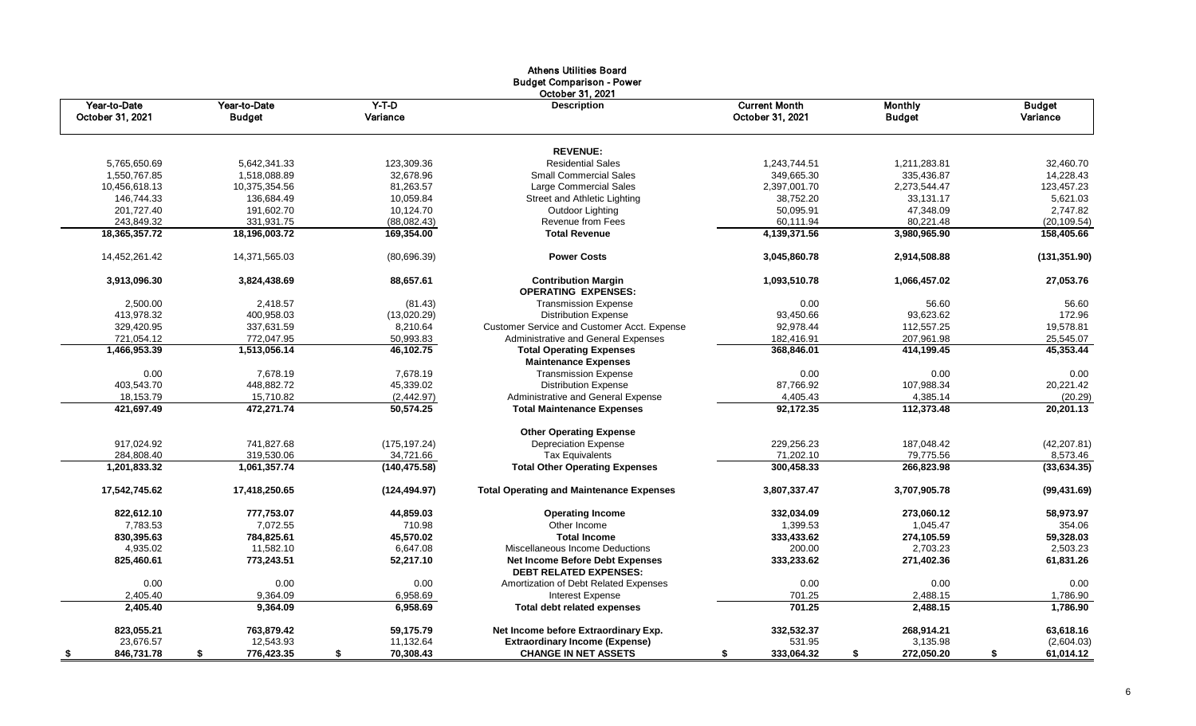# Athens Utilities Board
## Budget Comparison - Power
### October 31, 2021

| Year-to-Date October 31, 2021 | Year-to-Date Budget | Y-T-D Variance | Description | Current Month October 31, 2021 | Monthly Budget | Budget Variance |
|---|---|---|---|---|---|---|
| | | | **REVENUE:** | | | |
| 5,765,650.69 | 5,642,341.33 | 123,309.36 | Residential Sales | 1,243,744.51 | 1,211,283.81 | 32,460.70 |
| 1,550,767.85 | 1,518,088.89 | 32,678.96 | Small Commercial Sales | 349,665.30 | 335,436.87 | 14,228.43 |
| 10,456,618.13 | 10,375,354.56 | 81,263.57 | Large Commercial Sales | 2,397,001.70 | 2,273,544.47 | 123,457.23 |
| 146,744.33 | 136,684.49 | 10,059.84 | Street and Athletic Lighting | 38,752.20 | 33,131.17 | 5,621.03 |
| 201,727.40 | 191,602.70 | 10,124.70 | Outdoor Lighting | 50,095.91 | 47,348.09 | 2,747.82 |
| 243,849.32 | 331,931.75 | (88,082.43) | Revenue from Fees | 60,111.94 | 80,221.48 | (20,109.54) |
| **18,365,357.72** | **18,196,003.72** | **169,354.00** | **Total Revenue** | **4,139,371.56** | **3,980,965.90** | **158,405.66** |
| 14,452,261.42 | 14,371,565.03 | (80,696.39) | **Power Costs** | **3,045,860.78** | **2,914,508.88** | **(131,351.90)** |
| **3,913,096.30** | **3,824,438.69** | **88,657.61** | **Contribution Margin** | **1,093,510.78** | **1,066,457.02** | **27,053.76** |
| | | | **OPERATING EXPENSES:** | | | |
| 2,500.00 | 2,418.57 | (81.43) | Transmission Expense | 0.00 | 56.60 | 56.60 |
| 413,978.32 | 400,958.03 | (13,020.29) | Distribution Expense | 93,450.66 | 93,623.62 | 172.96 |
| 329,420.95 | 337,631.59 | 8,210.64 | Customer Service and Customer Acct. Expense | 92,978.44 | 112,557.25 | 19,578.81 |
| 721,054.12 | 772,047.95 | 50,993.83 | Administrative and General Expenses | 182,416.91 | 207,961.98 | 25,545.07 |
| **1,466,953.39** | **1,513,056.14** | **46,102.75** | **Total Operating Expenses** | **368,846.01** | **414,199.45** | **45,353.44** |
| | | | **Maintenance Expenses** | | | |
| 0.00 | 7,678.19 | 7,678.19 | Transmission Expense | 0.00 | 0.00 | 0.00 |
| 403,543.70 | 448,882.72 | 45,339.02 | Distribution Expense | 87,766.92 | 107,988.34 | 20,221.42 |
| 18,153.79 | 15,710.82 | (2,442.97) | Administrative and General Expense | 4,405.43 | 4,385.14 | (20.29) |
| **421,697.49** | **472,271.74** | **50,574.25** | **Total Maintenance Expenses** | **92,172.35** | **112,373.48** | **20,201.13** |
| | | | **Other Operating Expense** | | | |
| 917,024.92 | 741,827.68 | (175,197.24) | Depreciation Expense | 229,256.23 | 187,048.42 | (42,207.81) |
| 284,808.40 | 319,530.06 | 34,721.66 | Tax Equivalents | 71,202.10 | 79,775.56 | 8,573.46 |
| **1,201,833.32** | **1,061,357.74** | **(140,475.58)** | **Total Other Operating Expenses** | **300,458.33** | **266,823.98** | **(33,634.35)** |
| **17,542,745.62** | **17,418,250.65** | **(124,494.97)** | **Total Operating and Maintenance Expenses** | **3,807,337.47** | **3,707,905.78** | **(99,431.69)** |
| **822,612.10** | **777,753.07** | **44,859.03** | **Operating Income** | **332,034.09** | **273,060.12** | **58,973.97** |
| 7,783.53 | 7,072.55 | 710.98 | Other Income | 1,399.53 | 1,045.47 | 354.06 |
| **830,395.63** | **784,825.61** | **45,570.02** | **Total Income** | **333,433.62** | **274,105.59** | **59,328.03** |
| 4,935.02 | 11,582.10 | 6,647.08 | Miscellaneous Income Deductions | 200.00 | 2,703.23 | 2,503.23 |
| **825,460.61** | **773,243.51** | **52,217.10** | **Net Income Before Debt Expenses** | **333,233.62** | **271,402.36** | **61,831.26** |
| | | | **DEBT RELATED EXPENSES:** | | | |
| 0.00 | 0.00 | 0.00 | Amortization of Debt Related Expenses | 0.00 | 0.00 | 0.00 |
| 2,405.40 | 9,364.09 | 6,958.69 | Interest Expense | 701.25 | 2,488.15 | 1,786.90 |
| **2,405.40** | **9,364.09** | **6,958.69** | **Total debt related expenses** | **701.25** | **2,488.15** | **1,786.90** |
| **823,055.21** | **763,879.42** | **59,175.79** | **Net Income before Extraordinary Exp.** | **332,532.37** | **268,914.21** | **63,618.16** |
| 23,676.57 | 12,543.93 | 11,132.64 | **Extraordinary Income (Expense)** | 531.95 | 3,135.98 | (2,604.03) |
| **$ 846,731.78** | **$ 776,423.35** | **$ 70,308.43** | **CHANGE IN NET ASSETS** | **$ 333,064.32** | **$ 272,050.20** | **$ 61,014.12** |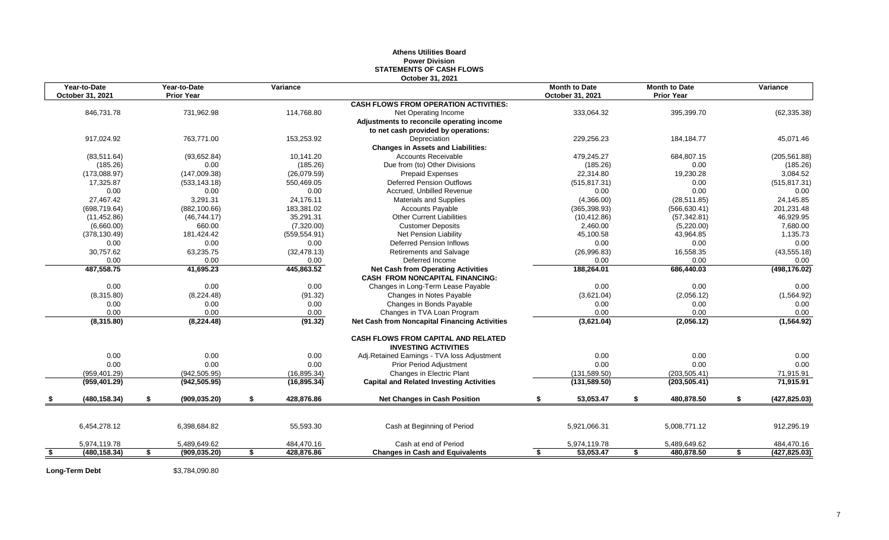# Athens Utilities Board
## Power Division
## STATEMENTS OF CASH FLOWS
### October 31, 2021

| Year-to-Date October 31, 2021 | Year-to-Date Prior Year | Variance | | Month to Date October 31, 2021 | Month to Date Prior Year | Variance |
|---|---|---|---|---|---|---|
| | | | **CASH FLOWS FROM OPERATION ACTIVITIES:** | | | |
| 846,731.78 | 731,962.98 | 114,768.80 | Net Operating Income | 333,064.32 | 395,399.70 | (62,335.38) |
| | | | **Adjustments to reconcile operating income** | | | |
| | | | **to net cash provided by operations:** | | | |
| 917,024.92 | 763,771.00 | 153,253.92 | Depreciation | 229,256.23 | 184,184.77 | 45,071.46 |
| | | | **Changes in Assets and Liabilities:** | | | |
| (83,511.64) | (93,652.84) | 10,141.20 | Accounts Receivable | 479,245.27 | 684,807.15 | (205,561.88) |
| (185.26) | 0.00 | (185.26) | Due from (to) Other Divisions | (185.26) | 0.00 | (185.26) |
| (173,088.97) | (147,009.38) | (26,079.59) | Prepaid Expenses | 22,314.80 | 19,230.28 | 3,084.52 |
| 17,325.87 | (533,143.18) | 550,469.05 | Deferred Pension Outflows | (515,817.31) | 0.00 | (515,817.31) |
| 0.00 | 0.00 | 0.00 | Accrued, Unbilled Revenue | 0.00 | 0.00 | 0.00 |
| 27,467.42 | 3,291.31 | 24,176.11 | Materials and Supplies | (4,366.00) | (28,511.85) | 24,145.85 |
| (698,719.64) | (882,100.66) | 183,381.02 | Accounts Payable | (365,398.93) | (566,630.41) | 201,231.48 |
| (11,452.86) | (46,744.17) | 35,291.31 | Other Current Liabilities | (10,412.86) | (57,342.81) | 46,929.95 |
| (6,660.00) | 660.00 | (7,320.00) | Customer Deposits | 2,460.00 | (5,220.00) | 7,680.00 |
| (378,130.49) | 181,424.42 | (559,554.91) | Net Pension Liability | 45,100.58 | 43,964.85 | 1,135.73 |
| 0.00 | 0.00 | 0.00 | Deferred Pension Inflows | 0.00 | 0.00 | 0.00 |
| 30,757.62 | 63,235.75 | (32,478.13) | Retirements and Salvage | (26,996.83) | 16,558.35 | (43,555.18) |
| 0.00 | 0.00 | 0.00 | Deferred Income | 0.00 | 0.00 | 0.00 |
| **487,558.75** | **41,695.23** | **445,863.52** | **Net Cash from Operating Activities** | **188,264.01** | **686,440.03** | **(498,176.02)** |
| | | | **CASH FROM NONCAPITAL FINANCING:** | | | |
| 0.00 | 0.00 | 0.00 | Changes in Long-Term Lease Payable | 0.00 | 0.00 | 0.00 |
| (8,315.80) | (8,224.48) | (91.32) | Changes in Notes Payable | (3,621.04) | (2,056.12) | (1,564.92) |
| 0.00 | 0.00 | 0.00 | Changes in Bonds Payable | 0.00 | 0.00 | 0.00 |
| 0.00 | 0.00 | 0.00 | Changes in TVA Loan Program | 0.00 | 0.00 | 0.00 |
| **(8,315.80)** | **(8,224.48)** | **(91.32)** | **Net Cash from Noncapital Financing Activities** | **(3,621.04)** | **(2,056.12)** | **(1,564.92)** |
| | | | **CASH FLOWS FROM CAPITAL AND RELATED INVESTING ACTIVITIES** | | | |
| 0.00 | 0.00 | 0.00 | Adj.Retained Earnings - TVA loss Adjustment | 0.00 | 0.00 | 0.00 |
| 0.00 | 0.00 | 0.00 | Prior Period Adjustment | 0.00 | 0.00 | 0.00 |
| (959,401.29) | (942,505.95) | (16,895.34) | Changes in Electric Plant | (131,589.50) | (203,505.41) | 71,915.91 |
| **(959,401.29)** | **(942,505.95)** | **(16,895.34)** | **Capital and Related Investing Activities** | **(131,589.50)** | **(203,505.41)** | **71,915.91** |
| **$ (480,158.34)** | **$ (909,035.20)** | **$ 428,876.86** | **Net Changes in Cash Position** | **$ 53,053.47** | **$ 480,878.50** | **$ (427,825.03)** |
| 6,454,278.12 | 6,398,684.82 | 55,593.30 | Cash at Beginning of Period | 5,921,066.31 | 5,008,771.12 | 912,295.19 |
| 5,974,119.78 | 5,489,649.62 | 484,470.16 | Cash at end of Period | 5,974,119.78 | 5,489,649.62 | 484,470.16 |
| **$ (480,158.34)** | **$ (909,035.20)** | **$ 428,876.86** | **Changes in Cash and Equivalents** | **$ 53,053.47** | **$ 480,878.50** | **$ (427,825.03)** |

**Long-Term Debt** $3,784,090.80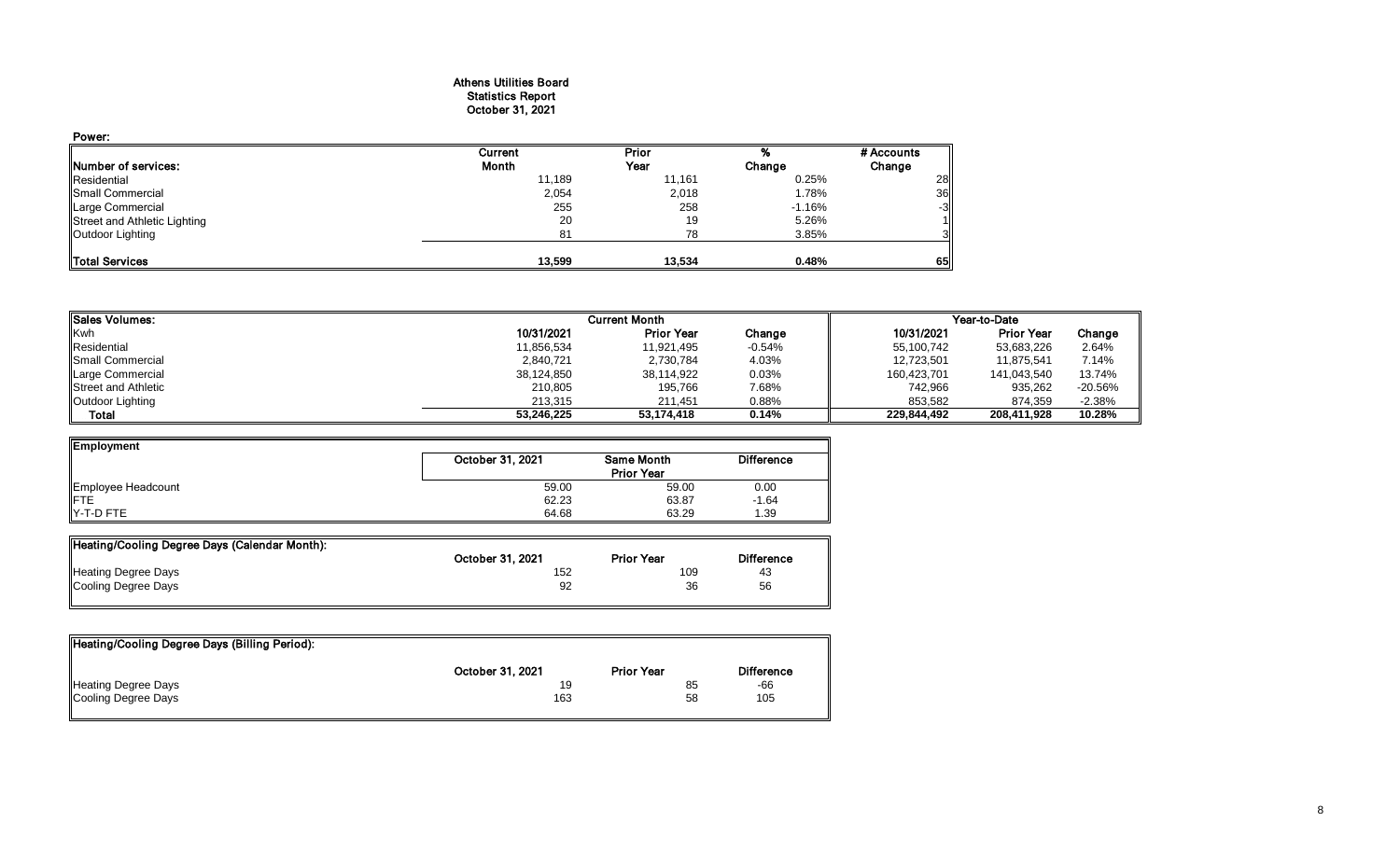# Athens Utilities Board
## Statistics Report
### October 31, 2021

**Power:**

| Number of services: | Current Month | Prior Year | % Change | # Accounts Change |
|---|---|---|---|---|
| Residential | 11,189 | 11,161 | 0.25% | 28 |
| Small Commercial | 2,054 | 2,018 | 1.78% | 36 |
| Large Commercial | 255 | 258 | -1.16% | -3 |
| Street and Athletic Lighting | 20 | 19 | 5.26% | 1 |
| Outdoor Lighting | 81 | 78 | 3.85% | 3 |
| **Total Services** | **13,599** | **13,534** | **0.48%** | **65** |

| Sales Volumes: | Current Month | | | Year-to-Date | | |
|---|---|---|---|---|---|---|
| Kwh | 10/31/2021 | Prior Year | Change | 10/31/2021 | Prior Year | Change |
| Residential | 11,856,534 | 11,921,495 | -0.54% | 55,100,742 | 53,683,226 | 2.64% |
| Small Commercial | 2,840,721 | 2,730,784 | 4.03% | 12,723,501 | 11,875,541 | 7.14% |
| Large Commercial | 38,124,850 | 38,114,922 | 0.03% | 160,423,701 | 141,043,540 | 13.74% |
| Street and Athletic | 210,805 | 195,766 | 7.68% | 742,966 | 935,262 | -20.56% |
| Outdoor Lighting | 213,315 | 211,451 | 0.88% | 853,582 | 874,359 | -2.38% |
| **Total** | **53,246,225** | **53,174,418** | **0.14%** | **229,844,492** | **208,411,928** | **10.28%** |

| Employment | October 31, 2021 | Same Month Prior Year | Difference |
|---|---|---|---|
| Employee Headcount | 59.00 | 59.00 | 0.00 |
| FTE | 62.23 | 63.87 | -1.64 |
| Y-T-D FTE | 64.68 | 63.29 | 1.39 |

| Heating/Cooling Degree Days (Calendar Month): | October 31, 2021 | Prior Year | Difference |
|---|---|---|---|
| Heating Degree Days | 152 | 109 | 43 |
| Cooling Degree Days | 92 | 36 | 56 |

| Heating/Cooling Degree Days (Billing Period): | October 31, 2021 | Prior Year | Difference |
|---|---|---|---|
| Heating Degree Days | 19 | 85 | -66 |
| Cooling Degree Days | 163 | 58 | 105 |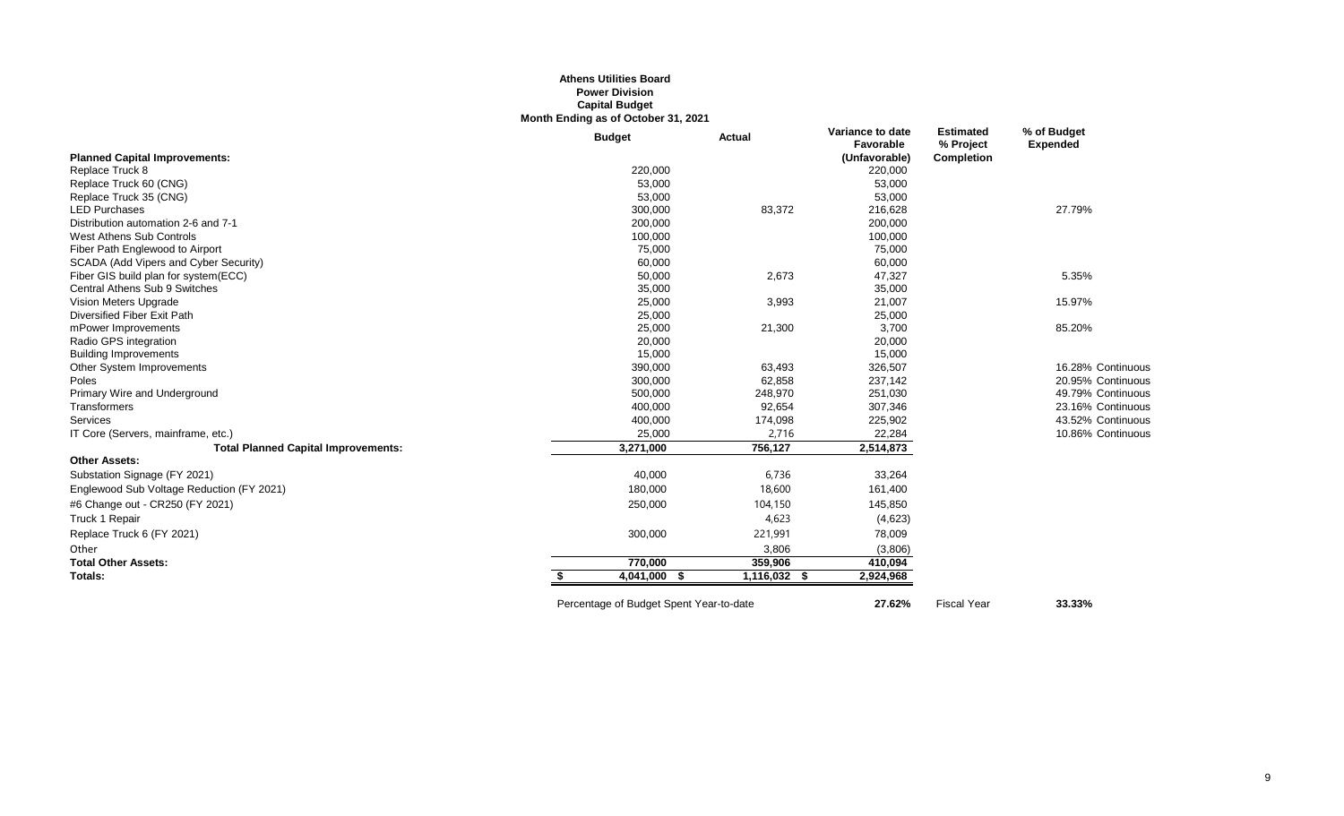**Athens Utilities Board**
**Power Division**
**Capital Budget**
**Month Ending as of October 31, 2021**

| | Budget | Actual | Variance to date Favorable (Unfavorable) | Estimated % Project Completion | % of Budget Expended | |
|---|---|---|---|---|---|---|
| **Planned Capital Improvements:** | | | | | | |
| Replace Truck 8 | 220,000 | | 220,000 | | | |
| Replace Truck 60 (CNG) | 53,000 | | 53,000 | | | |
| Replace Truck 35 (CNG) | 53,000 | | 53,000 | | | |
| LED Purchases | 300,000 | 83,372 | 216,628 | | 27.79% | |
| Distribution automation 2-6 and 7-1 | 200,000 | | 200,000 | | | |
| West Athens Sub Controls | 100,000 | | 100,000 | | | |
| Fiber Path Englewood to Airport | 75,000 | | 75,000 | | | |
| SCADA (Add Vipers and Cyber Security) | 60,000 | | 60,000 | | | |
| Fiber GIS build plan for system(ECC) | 50,000 | 2,673 | 47,327 | | 5.35% | |
| Central Athens Sub 9 Switches | 35,000 | | 35,000 | | | |
| Vision Meters Upgrade | 25,000 | 3,993 | 21,007 | | 15.97% | |
| Diversified Fiber Exit Path | 25,000 | | 25,000 | | | |
| mPower Improvements | 25,000 | 21,300 | 3,700 | | 85.20% | |
| Radio GPS integration | 20,000 | | 20,000 | | | |
| Building Improvements | 15,000 | | 15,000 | | | |
| Other System Improvements | 390,000 | 63,493 | 326,507 | | 16.28% | Continuous |
| Poles | 300,000 | 62,858 | 237,142 | | 20.95% | Continuous |
| Primary Wire and Underground | 500,000 | 248,970 | 251,030 | | 49.79% | Continuous |
| Transformers | 400,000 | 92,654 | 307,346 | | 23.16% | Continuous |
| Services | 400,000 | 174,098 | 225,902 | | 43.52% | Continuous |
| IT Core (Servers, mainframe, etc.) | 25,000 | 2,716 | 22,284 | | 10.86% | Continuous |
| **Total Planned Capital Improvements:** | **3,271,000** | **756,127** | **2,514,873** | | | |
| **Other Assets:** | | | | | | |
| Substation Signage (FY 2021) | 40,000 | 6,736 | 33,264 | | | |
| Englewood Sub Voltage Reduction (FY 2021) | 180,000 | 18,600 | 161,400 | | | |
| #6 Change out - CR250 (FY 2021) | 250,000 | 104,150 | 145,850 | | | |
| Truck 1 Repair | | 4,623 | (4,623) | | | |
| Replace Truck 6 (FY 2021) | 300,000 | 221,991 | 78,009 | | | |
| Other | | 3,806 | (3,806) | | | |
| **Total Other Assets:** | **770,000** | **359,906** | **410,094** | | | |
| **Totals:** | **$ 4,041,000** | **$ 1,116,032** | **$ 2,924,968** | | | |

Percentage of Budget Spent Year-to-date **27.62%** Fiscal Year **33.33%**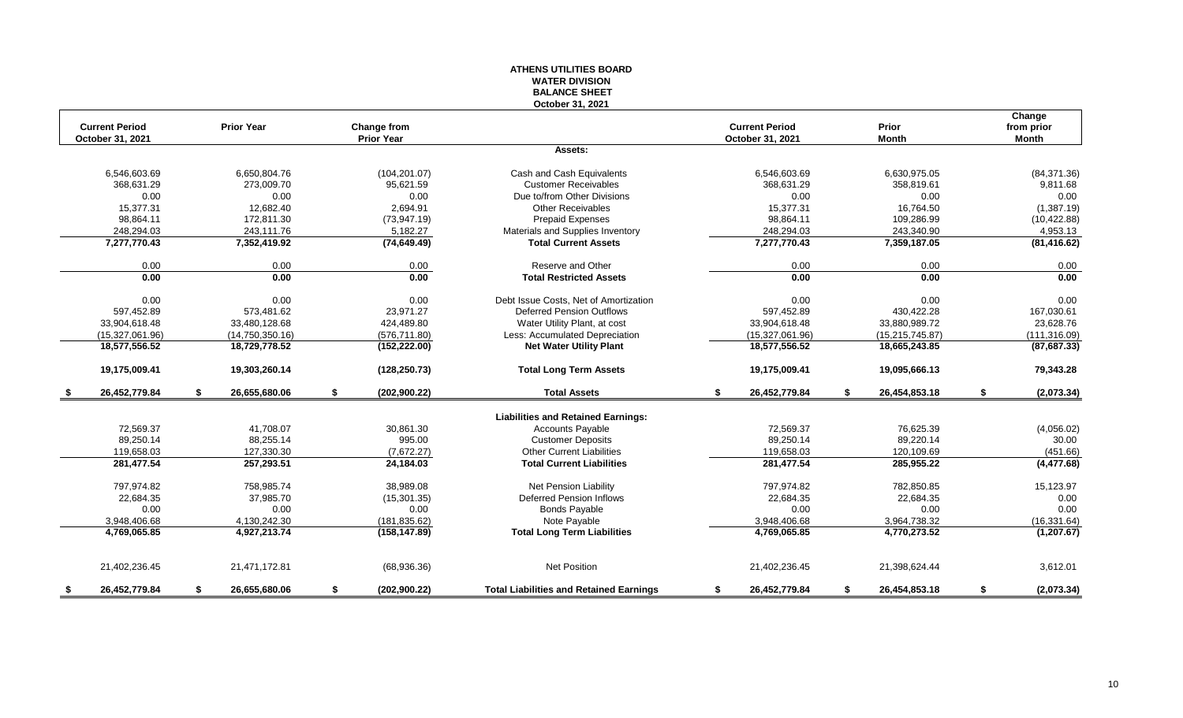# ATHENS UTILITIES BOARD
## WATER DIVISION
## BALANCE SHEET
### October 31, 2021

| Current Period October 31, 2021 | Prior Year | Change from Prior Year | | Current Period October 31, 2021 | Prior Month | Change from prior Month |
|---|---|---|---|---|---|---|
| | | | **Assets:** | | | |
| 6,546,603.69 | 6,650,804.76 | (104,201.07) | Cash and Cash Equivalents | 6,546,603.69 | 6,630,975.05 | (84,371.36) |
| 368,631.29 | 273,009.70 | 95,621.59 | Customer Receivables | 368,631.29 | 358,819.61 | 9,811.68 |
| 0.00 | 0.00 | 0.00 | Due to/from Other Divisions | 0.00 | 0.00 | 0.00 |
| 15,377.31 | 12,682.40 | 2,694.91 | Other Receivables | 15,377.31 | 16,764.50 | (1,387.19) |
| 98,864.11 | 172,811.30 | (73,947.19) | Prepaid Expenses | 98,864.11 | 109,286.99 | (10,422.88) |
| 248,294.03 | 243,111.76 | 5,182.27 | Materials and Supplies Inventory | 248,294.03 | 243,340.90 | 4,953.13 |
| **7,277,770.43** | **7,352,419.92** | **(74,649.49)** | **Total Current Assets** | **7,277,770.43** | **7,359,187.05** | **(81,416.62)** |
| 0.00 | 0.00 | 0.00 | Reserve and Other | 0.00 | 0.00 | 0.00 |
| **0.00** | **0.00** | **0.00** | **Total Restricted Assets** | **0.00** | **0.00** | **0.00** |
| 0.00 | 0.00 | 0.00 | Debt Issue Costs, Net of Amortization | 0.00 | 0.00 | 0.00 |
| 597,452.89 | 573,481.62 | 23,971.27 | Deferred Pension Outflows | 597,452.89 | 430,422.28 | 167,030.61 |
| 33,904,618.48 | 33,480,128.68 | 424,489.80 | Water Utility Plant, at cost | 33,904,618.48 | 33,880,989.72 | 23,628.76 |
| (15,327,061.96) | (14,750,350.16) | (576,711.80) | Less: Accumulated Depreciation | (15,327,061.96) | (15,215,745.87) | (111,316.09) |
| **18,577,556.52** | **18,729,778.52** | **(152,222.00)** | **Net Water Utility Plant** | **18,577,556.52** | **18,665,243.85** | **(87,687.33)** |
| **19,175,009.41** | **19,303,260.14** | **(128,250.73)** | **Total Long Term Assets** | **19,175,009.41** | **19,095,666.13** | **79,343.28** |
| **$ 26,452,779.84** | **$ 26,655,680.06** | **$ (202,900.22)** | **Total Assets** | **$ 26,452,779.84** | **$ 26,454,853.18** | **$ (2,073.34)** |
| | | | **Liabilities and Retained Earnings:** | | | |
| 72,569.37 | 41,708.07 | 30,861.30 | Accounts Payable | 72,569.37 | 76,625.39 | (4,056.02) |
| 89,250.14 | 88,255.14 | 995.00 | Customer Deposits | 89,250.14 | 89,220.14 | 30.00 |
| 119,658.03 | 127,330.30 | (7,672.27) | Other Current Liabilities | 119,658.03 | 120,109.69 | (451.66) |
| **281,477.54** | **257,293.51** | **24,184.03** | **Total Current Liabilities** | **281,477.54** | **285,955.22** | **(4,477.68)** |
| 797,974.82 | 758,985.74 | 38,989.08 | Net Pension Liability | 797,974.82 | 782,850.85 | 15,123.97 |
| 22,684.35 | 37,985.70 | (15,301.35) | Deferred Pension Inflows | 22,684.35 | 22,684.35 | 0.00 |
| 0.00 | 0.00 | 0.00 | Bonds Payable | 0.00 | 0.00 | 0.00 |
| 3,948,406.68 | 4,130,242.30 | (181,835.62) | Note Payable | 3,948,406.68 | 3,964,738.32 | (16,331.64) |
| **4,769,065.85** | **4,927,213.74** | **(158,147.89)** | **Total Long Term Liabilities** | **4,769,065.85** | **4,770,273.52** | **(1,207.67)** |
| 21,402,236.45 | 21,471,172.81 | (68,936.36) | Net Position | 21,402,236.45 | 21,398,624.44 | 3,612.01 |
| **$ 26,452,779.84** | **$ 26,655,680.06** | **$ (202,900.22)** | **Total Liabilities and Retained Earnings** | **$ 26,452,779.84** | **$ 26,454,853.18** | **$ (2,073.34)** |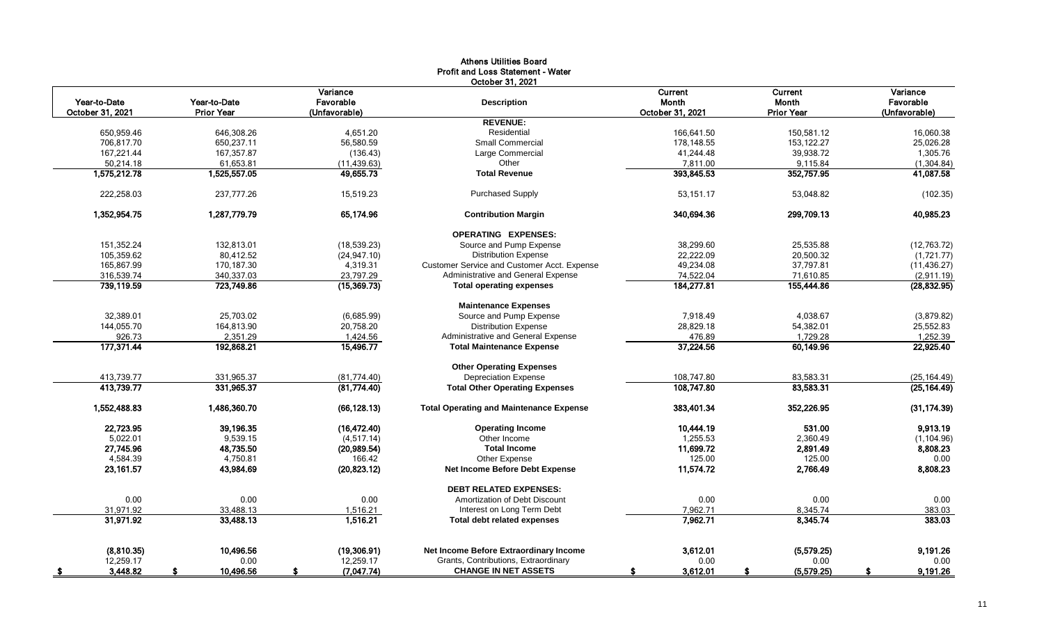# Athens Utilities Board
## Profit and Loss Statement - Water
### October 31, 2021

| Year-to-Date October 31, 2021 | Year-to-Date Prior Year | Variance Favorable (Unfavorable) | Description | Current Month October 31, 2021 | Current Month Prior Year | Variance Favorable (Unfavorable) |
|---|---|---|---|---|---|---|
| | | | **REVENUE:** | | | |
| 650,959.46 | 646,308.26 | 4,651.20 | Residential | 166,641.50 | 150,581.12 | 16,060.38 |
| 706,817.70 | 650,237.11 | 56,580.59 | Small Commercial | 178,148.55 | 153,122.27 | 25,026.28 |
| 167,221.44 | 167,357.87 | (136.43) | Large Commercial | 41,244.48 | 39,938.72 | 1,305.76 |
| 50,214.18 | 61,653.81 | (11,439.63) | Other | 7,811.00 | 9,115.84 | (1,304.84) |
| **1,575,212.78** | **1,525,557.05** | **49,655.73** | **Total Revenue** | **393,845.53** | **352,757.95** | **41,087.58** |
| 222,258.03 | 237,777.26 | 15,519.23 | Purchased Supply | 53,151.17 | 53,048.82 | (102.35) |
| **1,352,954.75** | **1,287,779.79** | **65,174.96** | **Contribution Margin** | **340,694.36** | **299,709.13** | **40,985.23** |
| | | | **OPERATING EXPENSES:** | | | |
| 151,352.24 | 132,813.01 | (18,539.23) | Source and Pump Expense | 38,299.60 | 25,535.88 | (12,763.72) |
| 105,359.62 | 80,412.52 | (24,947.10) | Distribution Expense | 22,222.09 | 20,500.32 | (1,721.77) |
| 165,867.99 | 170,187.30 | 4,319.31 | Customer Service and Customer Acct. Expense | 49,234.08 | 37,797.81 | (11,436.27) |
| 316,539.74 | 340,337.03 | 23,797.29 | Administrative and General Expense | 74,522.04 | 71,610.85 | (2,911.19) |
| **739,119.59** | **723,749.86** | **(15,369.73)** | **Total operating expenses** | **184,277.81** | **155,444.86** | **(28,832.95)** |
| | | | **Maintenance Expenses** | | | |
| 32,389.01 | 25,703.02 | (6,685.99) | Source and Pump Expense | 7,918.49 | 4,038.67 | (3,879.82) |
| 144,055.70 | 164,813.90 | 20,758.20 | Distribution Expense | 28,829.18 | 54,382.01 | 25,552.83 |
| 926.73 | 2,351.29 | 1,424.56 | Administrative and General Expense | 476.89 | 1,729.28 | 1,252.39 |
| **177,371.44** | **192,868.21** | **15,496.77** | **Total Maintenance Expense** | **37,224.56** | **60,149.96** | **22,925.40** |
| | | | **Other Operating Expenses** | | | |
| 413,739.77 | 331,965.37 | (81,774.40) | Depreciation Expense | 108,747.80 | 83,583.31 | (25,164.49) |
| **413,739.77** | **331,965.37** | **(81,774.40)** | **Total Other Operating Expenses** | **108,747.80** | **83,583.31** | **(25,164.49)** |
| **1,552,488.83** | **1,486,360.70** | **(66,128.13)** | **Total Operating and Maintenance Expense** | **383,401.34** | **352,226.95** | **(31,174.39)** |
| **22,723.95** | **39,196.35** | **(16,472.40)** | **Operating Income** | **10,444.19** | **531.00** | **9,913.19** |
| 5,022.01 | 9,539.15 | (4,517.14) | Other Income | 1,255.53 | 2,360.49 | (1,104.96) |
| **27,745.96** | **48,735.50** | **(20,989.54)** | **Total Income** | **11,699.72** | **2,891.49** | **8,808.23** |
| 4,584.39 | 4,750.81 | 166.42 | Other Expense | 125.00 | 125.00 | 0.00 |
| **23,161.57** | **43,984.69** | **(20,823.12)** | **Net Income Before Debt Expense** | **11,574.72** | **2,766.49** | **8,808.23** |
| | | | **DEBT RELATED EXPENSES:** | | | |
| 0.00 | 0.00 | 0.00 | Amortization of Debt Discount | 0.00 | 0.00 | 0.00 |
| 31,971.92 | 33,488.13 | 1,516.21 | Interest on Long Term Debt | 7,962.71 | 8,345.74 | 383.03 |
| **31,971.92** | **33,488.13** | **1,516.21** | **Total debt related expenses** | **7,962.71** | **8,345.74** | **383.03** |
| **(8,810.35)** | **10,496.56** | **(19,306.91)** | **Net Income Before Extraordinary Income** | **3,612.01** | **(5,579.25)** | **9,191.26** |
| 12,259.17 | 0.00 | 12,259.17 | Grants, Contributions, Extraordinary | 0.00 | 0.00 | 0.00 |
| **$ 3,448.82** | **$ 10,496.56** | **$ (7,047.74)** | **CHANGE IN NET ASSETS** | **$ 3,612.01** | **$ (5,579.25)** | **$ 9,191.26** |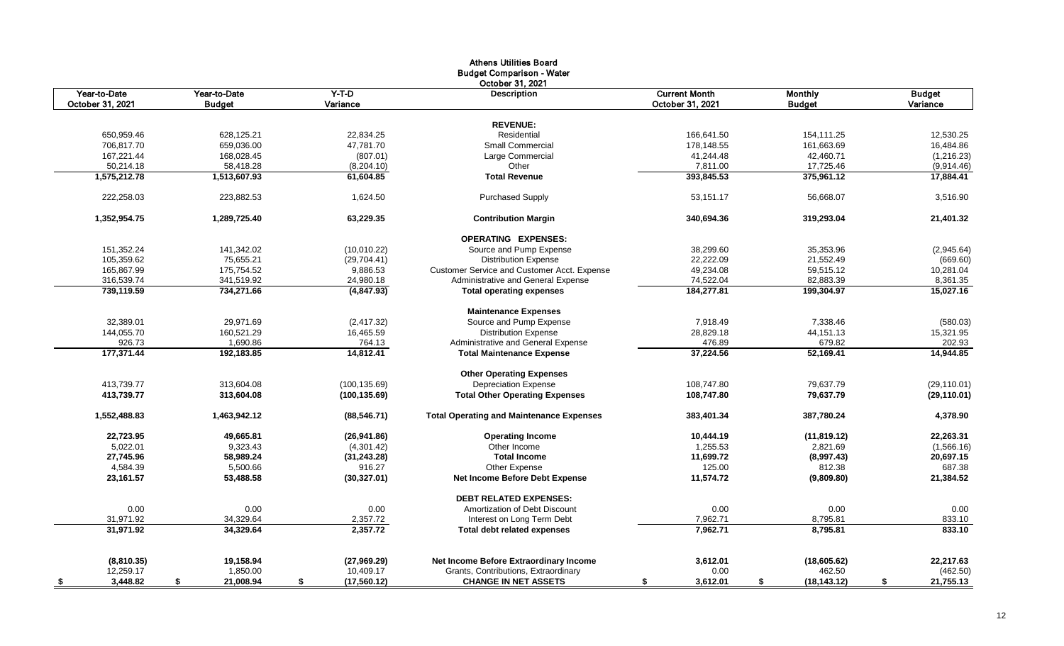# Athens Utilities Board
## Budget Comparison - Water
### October 31, 2021

| Year-to-Date October 31, 2021 | Year-to-Date Budget | Y-T-D Variance | Description | Current Month October 31, 2021 | Monthly Budget | Budget Variance |
|---|---|---|---|---|---|---|
| | | | **REVENUE:** | | | |
| 650,959.46 | 628,125.21 | 22,834.25 | Residential | 166,641.50 | 154,111.25 | 12,530.25 |
| 706,817.70 | 659,036.00 | 47,781.70 | Small Commercial | 178,148.55 | 161,663.69 | 16,484.86 |
| 167,221.44 | 168,028.45 | (807.01) | Large Commercial | 41,244.48 | 42,460.71 | (1,216.23) |
| 50,214.18 | 58,418.28 | (8,204.10) | Other | 7,811.00 | 17,725.46 | (9,914.46) |
| **1,575,212.78** | **1,513,607.93** | **61,604.85** | **Total Revenue** | **393,845.53** | **375,961.12** | **17,884.41** |
| 222,258.03 | 223,882.53 | 1,624.50 | Purchased Supply | 53,151.17 | 56,668.07 | 3,516.90 |
| **1,352,954.75** | **1,289,725.40** | **63,229.35** | **Contribution Margin** | **340,694.36** | **319,293.04** | **21,401.32** |
| | | | **OPERATING EXPENSES:** | | | |
| 151,352.24 | 141,342.02 | (10,010.22) | Source and Pump Expense | 38,299.60 | 35,353.96 | (2,945.64) |
| 105,359.62 | 75,655.21 | (29,704.41) | Distribution Expense | 22,222.09 | 21,552.49 | (669.60) |
| 165,867.99 | 175,754.52 | 9,886.53 | Customer Service and Customer Acct. Expense | 49,234.08 | 59,515.12 | 10,281.04 |
| 316,539.74 | 341,519.92 | 24,980.18 | Administrative and General Expense | 74,522.04 | 82,883.39 | 8,361.35 |
| **739,119.59** | **734,271.66** | **(4,847.93)** | **Total operating expenses** | **184,277.81** | **199,304.97** | **15,027.16** |
| | | | **Maintenance Expenses** | | | |
| 32,389.01 | 29,971.69 | (2,417.32) | Source and Pump Expense | 7,918.49 | 7,338.46 | (580.03) |
| 144,055.70 | 160,521.29 | 16,465.59 | Distribution Expense | 28,829.18 | 44,151.13 | 15,321.95 |
| 926.73 | 1,690.86 | 764.13 | Administrative and General Expense | 476.89 | 679.82 | 202.93 |
| **177,371.44** | **192,183.85** | **14,812.41** | **Total Maintenance Expense** | **37,224.56** | **52,169.41** | **14,944.85** |
| | | | **Other Operating Expenses** | | | |
| 413,739.77 | 313,604.08 | (100,135.69) | Depreciation Expense | 108,747.80 | 79,637.79 | (29,110.01) |
| **413,739.77** | **313,604.08** | **(100,135.69)** | **Total Other Operating Expenses** | **108,747.80** | **79,637.79** | **(29,110.01)** |
| **1,552,488.83** | **1,463,942.12** | **(88,546.71)** | **Total Operating and Maintenance Expenses** | **383,401.34** | **387,780.24** | **4,378.90** |
| **22,723.95** | **49,665.81** | **(26,941.86)** | **Operating Income** | **10,444.19** | **(11,819.12)** | **22,263.31** |
| 5,022.01 | 9,323.43 | (4,301.42) | Other Income | 1,255.53 | 2,821.69 | (1,566.16) |
| **27,745.96** | **58,989.24** | **(31,243.28)** | **Total Income** | **11,699.72** | **(8,997.43)** | **20,697.15** |
| 4,584.39 | 5,500.66 | 916.27 | Other Expense | 125.00 | 812.38 | 687.38 |
| **23,161.57** | **53,488.58** | **(30,327.01)** | **Net Income Before Debt Expense** | **11,574.72** | **(9,809.80)** | **21,384.52** |
| | | | **DEBT RELATED EXPENSES:** | | | |
| 0.00 | 0.00 | 0.00 | Amortization of Debt Discount | 0.00 | 0.00 | 0.00 |
| 31,971.92 | 34,329.64 | 2,357.72 | Interest on Long Term Debt | 7,962.71 | 8,795.81 | 833.10 |
| **31,971.92** | **34,329.64** | **2,357.72** | **Total debt related expenses** | **7,962.71** | **8,795.81** | **833.10** |
| **(8,810.35)** | **19,158.94** | **(27,969.29)** | **Net Income Before Extraordinary Income** | **3,612.01** | **(18,605.62)** | **22,217.63** |
| 12,259.17 | 1,850.00 | 10,409.17 | Grants, Contributions, Extraordinary | 0.00 | 462.50 | (462.50) |
| **$ 3,448.82** | **$ 21,008.94** | **$ (17,560.12)** | **CHANGE IN NET ASSETS** | **$ 3,612.01** | **$ (18,143.12)** | **$ 21,755.13** |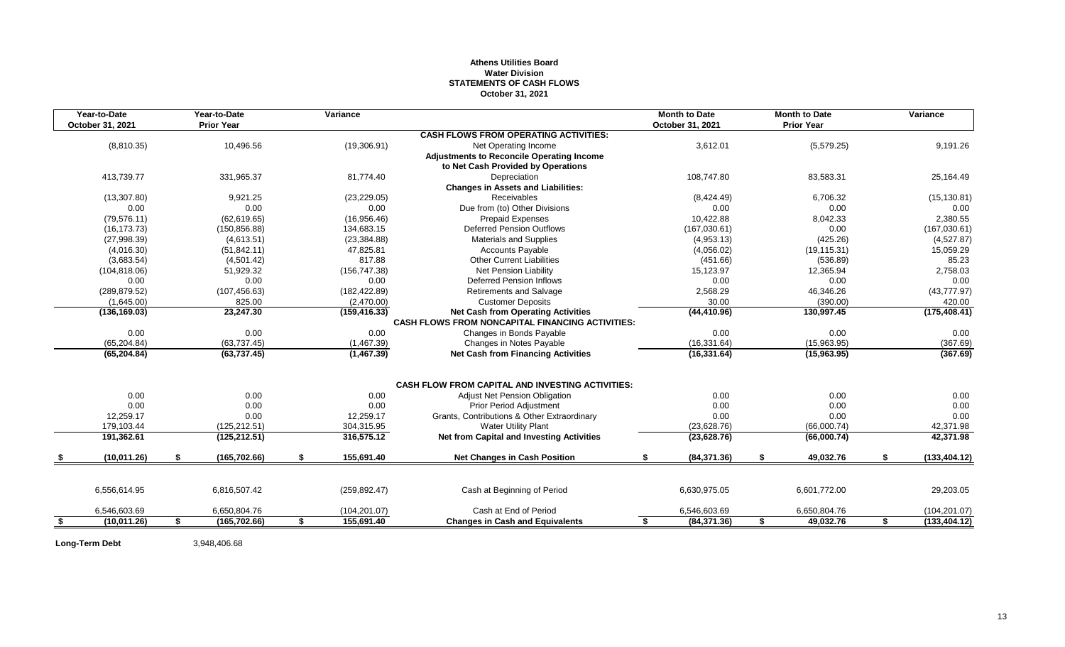# Athens Utilities Board
## Water Division
## STATEMENTS OF CASH FLOWS
### October 31, 2021

| Year-to-Date October 31, 2021 | Year-to-Date Prior Year | Variance | | Month to Date October 31, 2021 | Month to Date Prior Year | Variance |
|---|---|---|---|---|---|---|
| | | | **CASH FLOWS FROM OPERATING ACTIVITIES:** | | | |
| (8,810.35) | 10,496.56 | (19,306.91) | Net Operating Income | 3,612.01 | (5,579.25) | 9,191.26 |
| | | | **Adjustments to Reconcile Operating Income to Net Cash Provided by Operations** | | | |
| 413,739.77 | 331,965.37 | 81,774.40 | Depreciation | 108,747.80 | 83,583.31 | 25,164.49 |
| | | | **Changes in Assets and Liabilities:** | | | |
| (13,307.80) | 9,921.25 | (23,229.05) | Receivables | (8,424.49) | 6,706.32 | (15,130.81) |
| 0.00 | 0.00 | 0.00 | Due from (to) Other Divisions | 0.00 | 0.00 | 0.00 |
| (79,576.11) | (62,619.65) | (16,956.46) | Prepaid Expenses | 10,422.88 | 8,042.33 | 2,380.55 |
| (16,173.73) | (150,856.88) | 134,683.15 | Deferred Pension Outflows | (167,030.61) | 0.00 | (167,030.61) |
| (27,998.39) | (4,613.51) | (23,384.88) | Materials and Supplies | (4,953.13) | (425.26) | (4,527.87) |
| (4,016.30) | (51,842.11) | 47,825.81 | Accounts Payable | (4,056.02) | (19,115.31) | 15,059.29 |
| (3,683.54) | (4,501.42) | 817.88 | Other Current Liabilities | (451.66) | (536.89) | 85.23 |
| (104,818.06) | 51,929.32 | (156,747.38) | Net Pension Liability | 15,123.97 | 12,365.94 | 2,758.03 |
| 0.00 | 0.00 | 0.00 | Deferred Pension Inflows | 0.00 | 0.00 | 0.00 |
| (289,879.52) | (107,456.63) | (182,422.89) | Retirements and Salvage | 2,568.29 | 46,346.26 | (43,777.97) |
| (1,645.00) | 825.00 | (2,470.00) | Customer Deposits | 30.00 | (390.00) | 420.00 |
| **(136,169.03)** | **23,247.30** | **(159,416.33)** | **Net Cash from Operating Activities** | **(44,410.96)** | **130,997.45** | **(175,408.41)** |
| | | | **CASH FLOWS FROM NONCAPITAL FINANCING ACTIVITIES:** | | | |
| 0.00 | 0.00 | 0.00 | Changes in Bonds Payable | 0.00 | 0.00 | 0.00 |
| (65,204.84) | (63,737.45) | (1,467.39) | Changes in Notes Payable | (16,331.64) | (15,963.95) | (367.69) |
| **(65,204.84)** | **(63,737.45)** | **(1,467.39)** | **Net Cash from Financing Activities** | **(16,331.64)** | **(15,963.95)** | **(367.69)** |
| | | | **CASH FLOW FROM CAPITAL AND INVESTING ACTIVITIES:** | | | |
| 0.00 | 0.00 | 0.00 | Adjust Net Pension Obligation | 0.00 | 0.00 | 0.00 |
| 0.00 | 0.00 | 0.00 | Prior Period Adjustment | 0.00 | 0.00 | 0.00 |
| 12,259.17 | 0.00 | 12,259.17 | Grants, Contributions & Other Extraordinary | 0.00 | 0.00 | 0.00 |
| 179,103.44 | (125,212.51) | 304,315.95 | Water Utility Plant | (23,628.76) | (66,000.74) | 42,371.98 |
| **191,362.61** | **(125,212.51)** | **316,575.12** | **Net from Capital and Investing Activities** | **(23,628.76)** | **(66,000.74)** | **42,371.98** |
| **$ (10,011.26)** | **$ (165,702.66)** | **$ 155,691.40** | **Net Changes in Cash Position** | **$ (84,371.36)** | **$ 49,032.76** | **$ (133,404.12)** |
| 6,556,614.95 | 6,816,507.42 | (259,892.47) | Cash at Beginning of Period | 6,630,975.05 | 6,601,772.00 | 29,203.05 |
| 6,546,603.69 | 6,650,804.76 | (104,201.07) | Cash at End of Period | 6,546,603.69 | 6,650,804.76 | (104,201.07) |
| **$ (10,011.26)** | **$ (165,702.66)** | **$ 155,691.40** | **Changes in Cash and Equivalents** | **$ (84,371.36)** | **$ 49,032.76** | **$ (133,404.12)** |

**Long-Term Debt** 3,948,406.68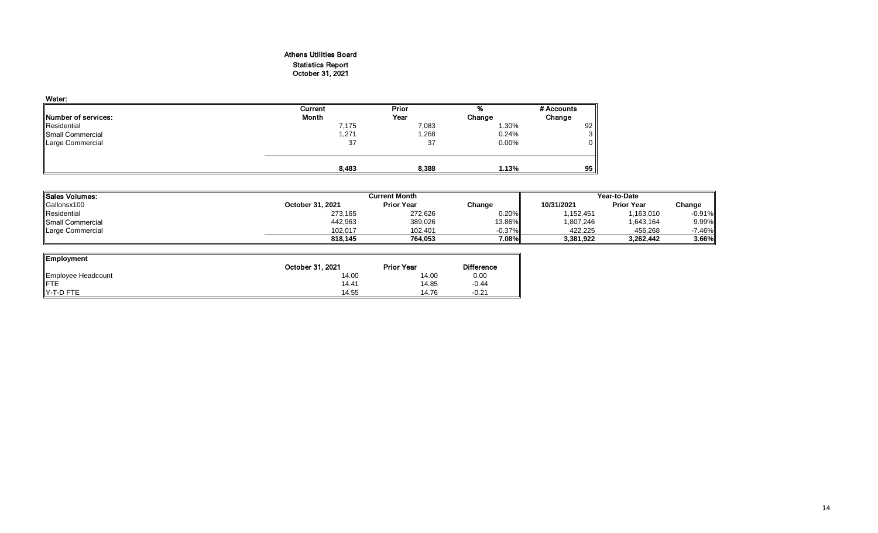**Athens Utilities Board**
**Statistics Report**
**October 31, 2021**

**Water:**

| Number of services: | Current Month | Prior Year | % Change | # Accounts Change |
|---|---|---|---|---|
| Residential | 7,175 | 7,083 | 1.30% | 92 |
| Small Commercial | 1,271 | 1,268 | 0.24% | 3 |
| Large Commercial | 37 | 37 | 0.00% | 0 |
| | **8,483** | **8,388** | **1.13%** | **95** |

| Sales Volumes: | Current Month | | | Year-to-Date | | |
|---|---|---|---|---|---|---|
| Gallonsx100 | October 31, 2021 | Prior Year | Change | 10/31/2021 | Prior Year | Change |
| Residential | 273,165 | 272,626 | 0.20% | 1,152,451 | 1,163,010 | -0.91% |
| Small Commercial | 442,963 | 389,026 | 13.86% | 1,807,246 | 1,643,164 | 9.99% |
| Large Commercial | 102,017 | 102,401 | -0.37% | 422,225 | 456,268 | -7.46% |
| | **818,145** | **764,053** | **7.08%** | **3,381,922** | **3,262,442** | **3.66%** |

| Employment | October 31, 2021 | Prior Year | Difference |
|---|---|---|---|
| Employee Headcount | 14.00 | 14.00 | 0.00 |
| FTE | 14.41 | 14.85 | -0.44 |
| Y-T-D FTE | 14.55 | 14.76 | -0.21 |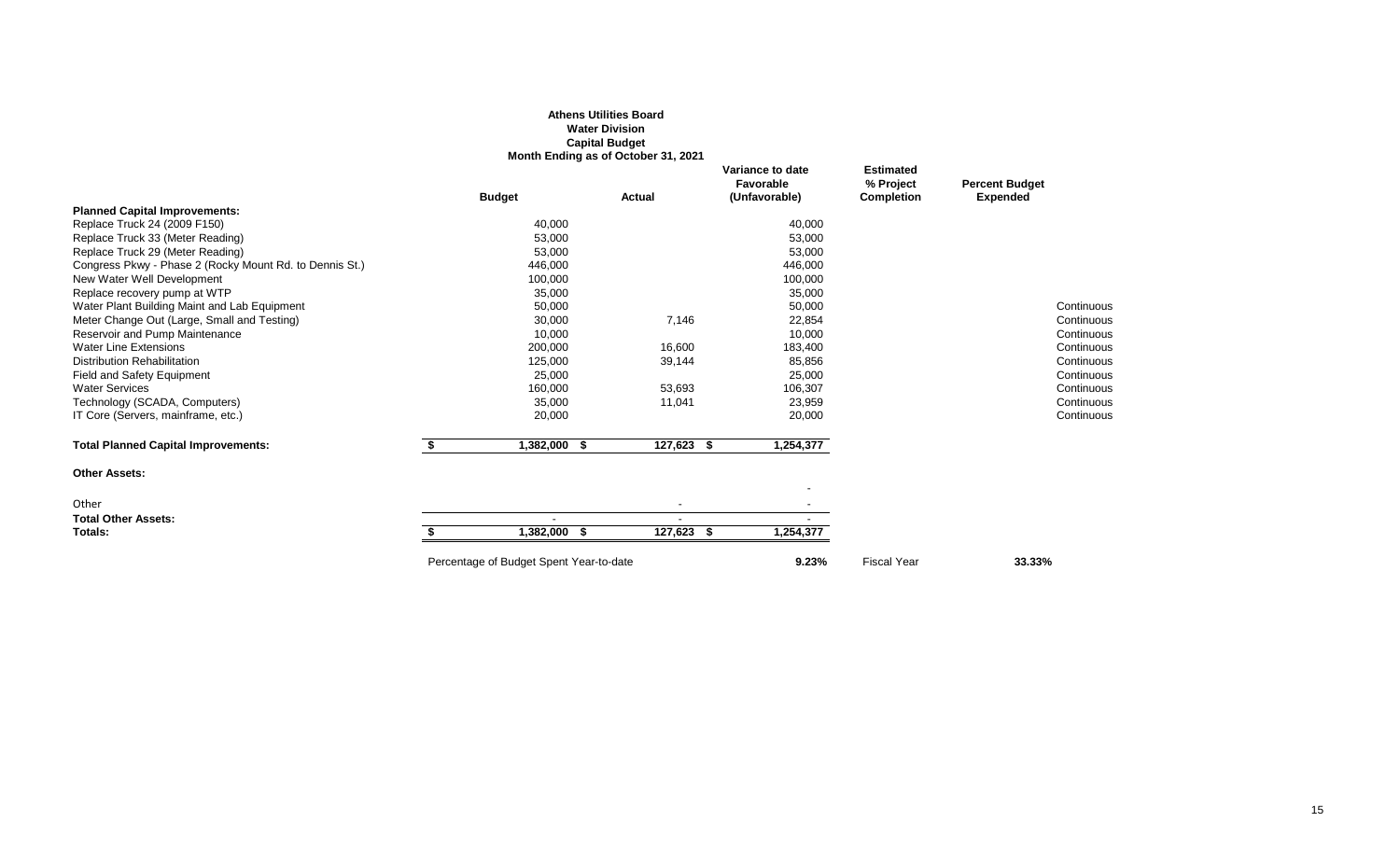**Athens Utilities Board**
**Water Division**
**Capital Budget**
**Month Ending as of October 31, 2021**

| | Budget | Actual | Variance to date Favorable (Unfavorable) | Estimated % Project Completion | Percent Budget Expended | |
|---|---|---|---|---|---|---|
| **Planned Capital Improvements:** | | | | | | |
| Replace Truck 24 (2009 F150) | 40,000 | | 40,000 | | | |
| Replace Truck 33 (Meter Reading) | 53,000 | | 53,000 | | | |
| Replace Truck 29 (Meter Reading) | 53,000 | | 53,000 | | | |
| Congress Pkwy - Phase 2 (Rocky Mount Rd. to Dennis St.) | 446,000 | | 446,000 | | | |
| New Water Well Development | 100,000 | | 100,000 | | | |
| Replace recovery pump at WTP | 35,000 | | 35,000 | | | |
| Water Plant Building Maint and Lab Equipment | 50,000 | | 50,000 | | | Continuous |
| Meter Change Out (Large, Small and Testing) | 30,000 | 7,146 | 22,854 | | | Continuous |
| Reservoir and Pump Maintenance | 10,000 | | 10,000 | | | Continuous |
| Water Line Extensions | 200,000 | 16,600 | 183,400 | | | Continuous |
| Distribution Rehabilitation | 125,000 | 39,144 | 85,856 | | | Continuous |
| Field and Safety Equipment | 25,000 | | 25,000 | | | Continuous |
| Water Services | 160,000 | 53,693 | 106,307 | | | Continuous |
| Technology (SCADA, Computers) | 35,000 | 11,041 | 23,959 | | | Continuous |
| IT Core (Servers, mainframe, etc.) | 20,000 | | 20,000 | | | Continuous |
| **Total Planned Capital Improvements:** | **$ 1,382,000** | **$ 127,623** | **$ 1,254,377** | | | |
| **Other Assets:** | | | | | | |
| | | | - | | | |
| Other | | - | - | | | |
| **Total Other Assets:** | - | - | - | | | |
| **Totals:** | **$ 1,382,000** | **$ 127,623** | **$ 1,254,377** | | | |
| | Percentage of Budget Spent Year-to-date | | **9.23%** | Fiscal Year | **33.33%** | |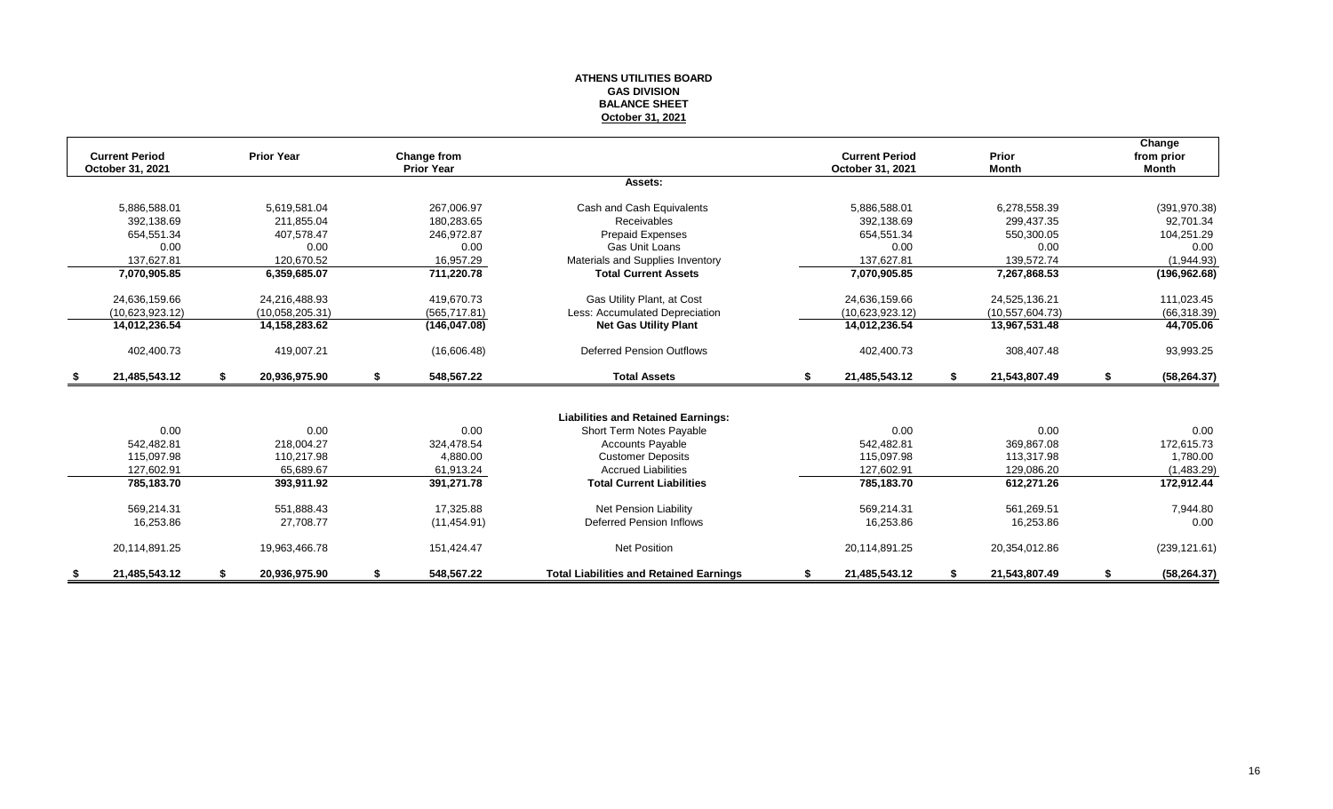# ATHENS UTILITIES BOARD
## GAS DIVISION
## BALANCE SHEET
## October 31, 2021

| Current Period October 31, 2021 | Prior Year | Change from Prior Year | | Current Period October 31, 2021 | Prior Month | Change from prior Month |
|---|---|---|---|---|---|---|
| | | | **Assets:** | | | |
| 5,886,588.01 | 5,619,581.04 | 267,006.97 | Cash and Cash Equivalents | 5,886,588.01 | 6,278,558.39 | (391,970.38) |
| 392,138.69 | 211,855.04 | 180,283.65 | Receivables | 392,138.69 | 299,437.35 | 92,701.34 |
| 654,551.34 | 407,578.47 | 246,972.87 | Prepaid Expenses | 654,551.34 | 550,300.05 | 104,251.29 |
| 0.00 | 0.00 | 0.00 | Gas Unit Loans | 0.00 | 0.00 | 0.00 |
| 137,627.81 | 120,670.52 | 16,957.29 | Materials and Supplies Inventory | 137,627.81 | 139,572.74 | (1,944.93) |
| **7,070,905.85** | **6,359,685.07** | **711,220.78** | **Total Current Assets** | **7,070,905.85** | **7,267,868.53** | **(196,962.68)** |
| 24,636,159.66 | 24,216,488.93 | 419,670.73 | Gas Utility Plant, at Cost | 24,636,159.66 | 24,525,136.21 | 111,023.45 |
| (10,623,923.12) | (10,058,205.31) | (565,717.81) | Less: Accumulated Depreciation | (10,623,923.12) | (10,557,604.73) | (66,318.39) |
| **14,012,236.54** | **14,158,283.62** | **(146,047.08)** | **Net Gas Utility Plant** | **14,012,236.54** | **13,967,531.48** | **44,705.06** |
| 402,400.73 | 419,007.21 | (16,606.48) | Deferred Pension Outflows | 402,400.73 | 308,407.48 | 93,993.25 |
| **$ 21,485,543.12** | **$ 20,936,975.90** | **$ 548,567.22** | **Total Assets** | **$ 21,485,543.12** | **$ 21,543,807.49** | **$ (58,264.37)** |
| | | | **Liabilities and Retained Earnings:** | | | |
| 0.00 | 0.00 | 0.00 | Short Term Notes Payable | 0.00 | 0.00 | 0.00 |
| 542,482.81 | 218,004.27 | 324,478.54 | Accounts Payable | 542,482.81 | 369,867.08 | 172,615.73 |
| 115,097.98 | 110,217.98 | 4,880.00 | Customer Deposits | 115,097.98 | 113,317.98 | 1,780.00 |
| 127,602.91 | 65,689.67 | 61,913.24 | Accrued Liabilities | 127,602.91 | 129,086.20 | (1,483.29) |
| **785,183.70** | **393,911.92** | **391,271.78** | **Total Current Liabilities** | **785,183.70** | **612,271.26** | **172,912.44** |
| 569,214.31 | 551,888.43 | 17,325.88 | Net Pension Liability | 569,214.31 | 561,269.51 | 7,944.80 |
| 16,253.86 | 27,708.77 | (11,454.91) | Deferred Pension Inflows | 16,253.86 | 16,253.86 | 0.00 |
| 20,114,891.25 | 19,963,466.78 | 151,424.47 | Net Position | 20,114,891.25 | 20,354,012.86 | (239,121.61) |
| **$ 21,485,543.12** | **$ 20,936,975.90** | **$ 548,567.22** | **Total Liabilities and Retained Earnings** | **$ 21,485,543.12** | **$ 21,543,807.49** | **$ (58,264.37)** |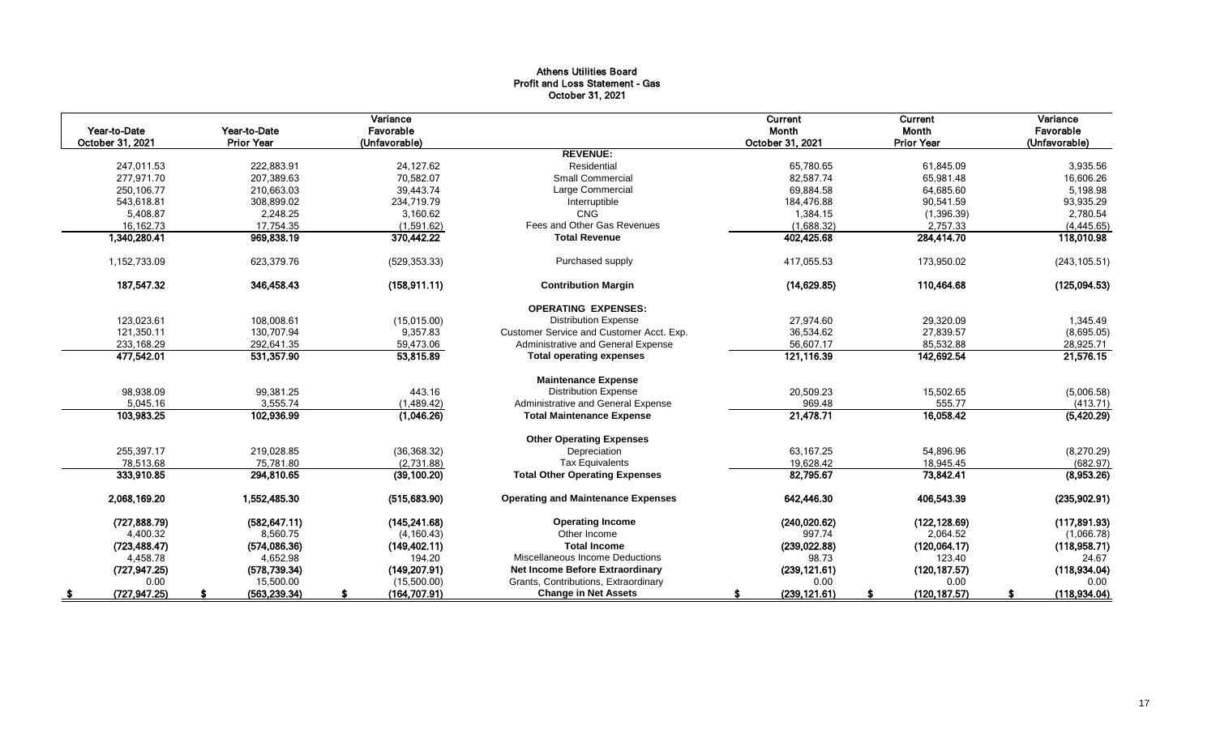# Athens Utilities Board
## Profit and Loss Statement - Gas
### October 31, 2021

| Year-to-Date October 31, 2021 | Year-to-Date Prior Year | Variance Favorable (Unfavorable) | | Current Month October 31, 2021 | Current Month Prior Year | Variance Favorable (Unfavorable) |
|---|---|---|---|---|---|---|
| | | | **REVENUE:** | | | |
| 247,011.53 | 222,883.91 | 24,127.62 | Residential | 65,780.65 | 61,845.09 | 3,935.56 |
| 277,971.70 | 207,389.63 | 70,582.07 | Small Commercial | 82,587.74 | 65,981.48 | 16,606.26 |
| 250,106.77 | 210,663.03 | 39,443.74 | Large Commercial | 69,884.58 | 64,685.60 | 5,198.98 |
| 543,618.81 | 308,899.02 | 234,719.79 | Interruptible | 184,476.88 | 90,541.59 | 93,935.29 |
| 5,408.87 | 2,248.25 | 3,160.62 | CNG | 1,384.15 | (1,396.39) | 2,780.54 |
| 16,162.73 | 17,754.35 | (1,591.62) | Fees and Other Gas Revenues | (1,688.32) | 2,757.33 | (4,445.65) |
| **1,340,280.41** | **969,838.19** | **370,442.22** | **Total Revenue** | **402,425.68** | **284,414.70** | **118,010.98** |
| 1,152,733.09 | 623,379.76 | (529,353.33) | Purchased supply | 417,055.53 | 173,950.02 | (243,105.51) |
| **187,547.32** | **346,458.43** | **(158,911.11)** | **Contribution Margin** | **(14,629.85)** | **110,464.68** | **(125,094.53)** |
| | | | **OPERATING EXPENSES:** | | | |
| 123,023.61 | 108,008.61 | (15,015.00) | Distribution Expense | 27,974.60 | 29,320.09 | 1,345.49 |
| 121,350.11 | 130,707.94 | 9,357.83 | Customer Service and Customer Acct. Exp. | 36,534.62 | 27,839.57 | (8,695.05) |
| 233,168.29 | 292,641.35 | 59,473.06 | Administrative and General Expense | 56,607.17 | 85,532.88 | 28,925.71 |
| **477,542.01** | **531,357.90** | **53,815.89** | **Total operating expenses** | **121,116.39** | **142,692.54** | **21,576.15** |
| | | | **Maintenance Expense** | | | |
| 98,938.09 | 99,381.25 | 443.16 | Distribution Expense | 20,509.23 | 15,502.65 | (5,006.58) |
| 5,045.16 | 3,555.74 | (1,489.42) | Administrative and General Expense | 969.48 | 555.77 | (413.71) |
| **103,983.25** | **102,936.99** | **(1,046.26)** | **Total Maintenance Expense** | **21,478.71** | **16,058.42** | **(5,420.29)** |
| | | | **Other Operating Expenses** | | | |
| 255,397.17 | 219,028.85 | (36,368.32) | Depreciation | 63,167.25 | 54,896.96 | (8,270.29) |
| 78,513.68 | 75,781.80 | (2,731.88) | Tax Equivalents | 19,628.42 | 18,945.45 | (682.97) |
| **333,910.85** | **294,810.65** | **(39,100.20)** | **Total Other Operating Expenses** | **82,795.67** | **73,842.41** | **(8,953.26)** |
| **2,068,169.20** | **1,552,485.30** | **(515,683.90)** | **Operating and Maintenance Expenses** | **642,446.30** | **406,543.39** | **(235,902.91)** |
| **(727,888.79)** | **(582,647.11)** | **(145,241.68)** | **Operating Income** | **(240,020.62)** | **(122,128.69)** | **(117,891.93)** |
| 4,400.32 | 8,560.75 | (4,160.43) | Other Income | 997.74 | 2,064.52 | (1,066.78) |
| **(723,488.47)** | **(574,086.36)** | **(149,402.11)** | **Total Income** | **(239,022.88)** | **(120,064.17)** | **(118,958.71)** |
| 4,458.78 | 4,652.98 | 194.20 | Miscellaneous Income Deductions | 98.73 | 123.40 | 24.67 |
| **(727,947.25)** | **(578,739.34)** | **(149,207.91)** | **Net Income Before Extraordinary** | **(239,121.61)** | **(120,187.57)** | **(118,934.04)** |
| 0.00 | 15,500.00 | (15,500.00) | Grants, Contributions, Extraordinary | 0.00 | 0.00 | 0.00 |
| **$ (727,947.25)** | **$ (563,239.34)** | **$ (164,707.91)** | **Change in Net Assets** | **$ (239,121.61)** | **$ (120,187.57)** | **$ (118,934.04)** |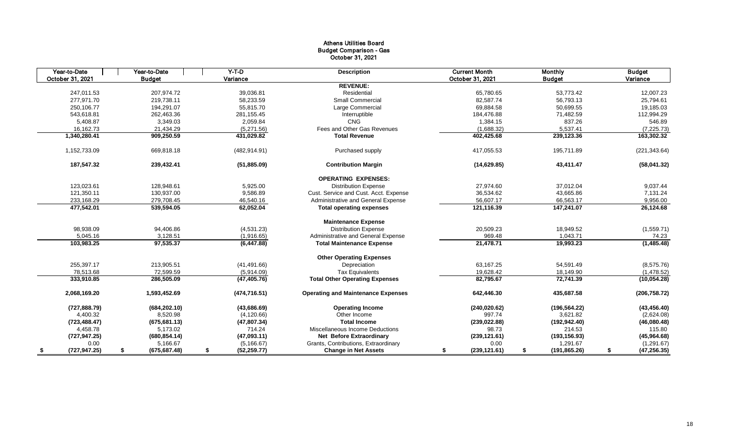# Athens Utilities Board
## Budget Comparison - Gas
### October 31, 2021

| Year-to-Date October 31, 2021 | Year-to-Date Budget | Y-T-D Variance | Description | Current Month October 31, 2021 | Monthly Budget | Budget Variance |
|---|---|---|---|---|---|---|
| | | | **REVENUE:** | | | |
| 247,011.53 | 207,974.72 | 39,036.81 | Residential | 65,780.65 | 53,773.42 | 12,007.23 |
| 277,971.70 | 219,738.11 | 58,233.59 | Small Commercial | 82,587.74 | 56,793.13 | 25,794.61 |
| 250,106.77 | 194,291.07 | 55,815.70 | Large Commercial | 69,884.58 | 50,699.55 | 19,185.03 |
| 543,618.81 | 262,463.36 | 281,155.45 | Interruptible | 184,476.88 | 71,482.59 | 112,994.29 |
| 5,408.87 | 3,349.03 | 2,059.84 | CNG | 1,384.15 | 837.26 | 546.89 |
| 16,162.73 | 21,434.29 | (5,271.56) | Fees and Other Gas Revenues | (1,688.32) | 5,537.41 | (7,225.73) |
| **1,340,280.41** | **909,250.59** | **431,029.82** | **Total Revenue** | **402,425.68** | **239,123.36** | **163,302.32** |
| 1,152,733.09 | 669,818.18 | (482,914.91) | Purchased supply | 417,055.53 | 195,711.89 | (221,343.64) |
| **187,547.32** | **239,432.41** | **(51,885.09)** | **Contribution Margin** | **(14,629.85)** | **43,411.47** | **(58,041.32)** |
| | | | **OPERATING EXPENSES:** | | | |
| 123,023.61 | 128,948.61 | 5,925.00 | Distribution Expense | 27,974.60 | 37,012.04 | 9,037.44 |
| 121,350.11 | 130,937.00 | 9,586.89 | Cust. Service and Cust. Acct. Expense | 36,534.62 | 43,665.86 | 7,131.24 |
| 233,168.29 | 279,708.45 | 46,540.16 | Administrative and General Expense | 56,607.17 | 66,563.17 | 9,956.00 |
| **477,542.01** | **539,594.05** | **62,052.04** | **Total operating expenses** | **121,116.39** | **147,241.07** | **26,124.68** |
| | | | **Maintenance Expense** | | | |
| 98,938.09 | 94,406.86 | (4,531.23) | Distribution Expense | 20,509.23 | 18,949.52 | (1,559.71) |
| 5,045.16 | 3,128.51 | (1,916.65) | Administrative and General Expense | 969.48 | 1,043.71 | 74.23 |
| **103,983.25** | **97,535.37** | **(6,447.88)** | **Total Maintenance Expense** | **21,478.71** | **19,993.23** | **(1,485.48)** |
| | | | **Other Operating Expenses** | | | |
| 255,397.17 | 213,905.51 | (41,491.66) | Depreciation | 63,167.25 | 54,591.49 | (8,575.76) |
| 78,513.68 | 72,599.59 | (5,914.09) | Tax Equivalents | 19,628.42 | 18,149.90 | (1,478.52) |
| **333,910.85** | **286,505.09** | **(47,405.76)** | **Total Other Operating Expenses** | **82,795.67** | **72,741.39** | **(10,054.28)** |
| **2,068,169.20** | **1,593,452.69** | **(474,716.51)** | **Operating and Maintenance Expenses** | **642,446.30** | **435,687.58** | **(206,758.72)** |
| **(727,888.79)** | **(684,202.10)** | **(43,686.69)** | **Operating Income** | **(240,020.62)** | **(196,564.22)** | **(43,456.40)** |
| 4,400.32 | 8,520.98 | (4,120.66) | Other Income | 997.74 | 3,621.82 | (2,624.08) |
| **(723,488.47)** | **(675,681.13)** | **(47,807.34)** | **Total Income** | **(239,022.88)** | **(192,942.40)** | **(46,080.48)** |
| 4,458.78 | 5,173.02 | 714.24 | Miscellaneous Income Deductions | 98.73 | 214.53 | 115.80 |
| **(727,947.25)** | **(680,854.14)** | **(47,093.11)** | **Net Before Extraordinary** | **(239,121.61)** | **(193,156.93)** | **(45,964.68)** |
| 0.00 | 5,166.67 | (5,166.67) | Grants, Contributions, Extraordinary | 0.00 | 1,291.67 | (1,291.67) |
| **$ (727,947.25)** | **$ (675,687.48)** | **$ (52,259.77)** | **Change in Net Assets** | **$ (239,121.61)** | **$ (191,865.26)** | **$ (47,256.35)** |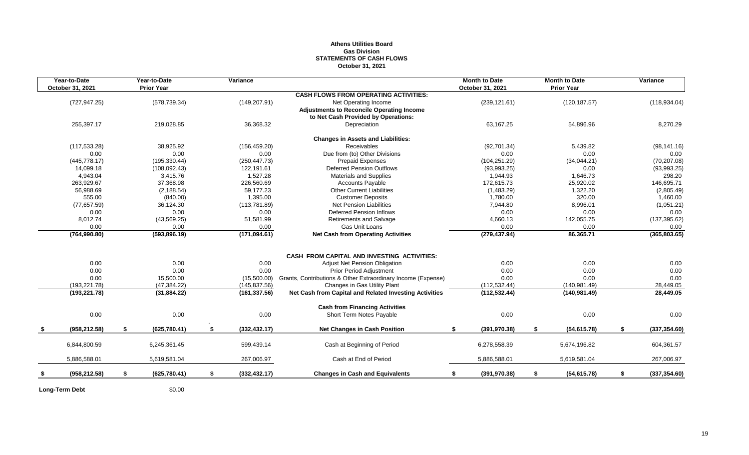**Athens Utilities Board**
**Gas Division**
**STATEMENTS OF CASH FLOWS**
**October 31, 2021**

| Year-to-Date October 31, 2021 | Year-to-Date Prior Year | Variance | | Month to Date October 31, 2021 | Month to Date Prior Year | Variance |
|---|---|---|---|---|---|---|
| | | | **CASH FLOWS FROM OPERATING ACTIVITIES:** | | | |
| (727,947.25) | (578,739.34) | (149,207.91) | Net Operating Income | (239,121.61) | (120,187.57) | (118,934.04) |
| | | | **Adjustments to Reconcile Operating Income to Net Cash Provided by Operations:** | | | |
| 255,397.17 | 219,028.85 | 36,368.32 | Depreciation | 63,167.25 | 54,896.96 | 8,270.29 |
| | | | **Changes in Assets and Liabilities:** | | | |
| (117,533.28) | 38,925.92 | (156,459.20) | Receivables | (92,701.34) | 5,439.82 | (98,141.16) |
| 0.00 | 0.00 | 0.00 | Due from (to) Other Divisions | 0.00 | 0.00 | 0.00 |
| (445,778.17) | (195,330.44) | (250,447.73) | Prepaid Expenses | (104,251.29) | (34,044.21) | (70,207.08) |
| 14,099.18 | (108,092.43) | 122,191.61 | Deferred Pension Outflows | (93,993.25) | 0.00 | (93,993.25) |
| 4,943.04 | 3,415.76 | 1,527.28 | Materials and Supplies | 1,944.93 | 1,646.73 | 298.20 |
| 263,929.67 | 37,368.98 | 226,560.69 | Accounts Payable | 172,615.73 | 25,920.02 | 146,695.71 |
| 56,988.69 | (2,188.54) | 59,177.23 | Other Current Liabilities | (1,483.29) | 1,322.20 | (2,805.49) |
| 555.00 | (840.00) | 1,395.00 | Customer Deposits | 1,780.00 | 320.00 | 1,460.00 |
| (77,657.59) | 36,124.30 | (113,781.89) | Net Pension Liabilities | 7,944.80 | 8,996.01 | (1,051.21) |
| 0.00 | 0.00 | 0.00 | Deferred Pension Inflows | 0.00 | 0.00 | 0.00 |
| 8,012.74 | (43,569.25) | 51,581.99 | Retirements and Salvage | 4,660.13 | 142,055.75 | (137,395.62) |
| 0.00 | 0.00 | 0.00 | Gas Unit Loans | 0.00 | 0.00 | 0.00 |
| **(764,990.80)** | **(593,896.19)** | **(171,094.61)** | **Net Cash from Operating Activities** | **(279,437.94)** | **86,365.71** | **(365,803.65)** |
| | | | **CASH FROM CAPITAL AND INVESTING ACTIVITIES:** | | | |
| 0.00 | 0.00 | 0.00 | Adjust Net Pension Obligation | 0.00 | 0.00 | 0.00 |
| 0.00 | 0.00 | 0.00 | Prior Period Adjustment | 0.00 | 0.00 | 0.00 |
| 0.00 | 15,500.00 | (15,500.00) | Grants, Contributions & Other Extraordinary Income (Expense) | 0.00 | 0.00 | 0.00 |
| (193,221.78) | (47,384.22) | (145,837.56) | Changes in Gas Utility Plant | (112,532.44) | (140,981.49) | 28,449.05 |
| **(193,221.78)** | **(31,884.22)** | **(161,337.56)** | **Net Cash from Capital and Related Investing Activities** | **(112,532.44)** | **(140,981.49)** | **28,449.05** |
| | | | **Cash from Financing Activities** | | | |
| 0.00 | 0.00 | 0.00 | Short Term Notes Payable | 0.00 | 0.00 | 0.00 |
| **$ (958,212.58)** | **$ (625,780.41)** | **$ (332,432.17)** | **Net Changes in Cash Position** | **$ (391,970.38)** | **$ (54,615.78)** | **$ (337,354.60)** |
| 6,844,800.59 | 6,245,361.45 | 599,439.14 | Cash at Beginning of Period | 6,278,558.39 | 5,674,196.82 | 604,361.57 |
| 5,886,588.01 | 5,619,581.04 | 267,006.97 | Cash at End of Period | 5,886,588.01 | 5,619,581.04 | 267,006.97 |
| **$ (958,212.58)** | **$ (625,780.41)** | **$ (332,432.17)** | **Changes in Cash and Equivalents** | **$ (391,970.38)** | **$ (54,615.78)** | **$ (337,354.60)** |

**Long-Term Debt** $0.00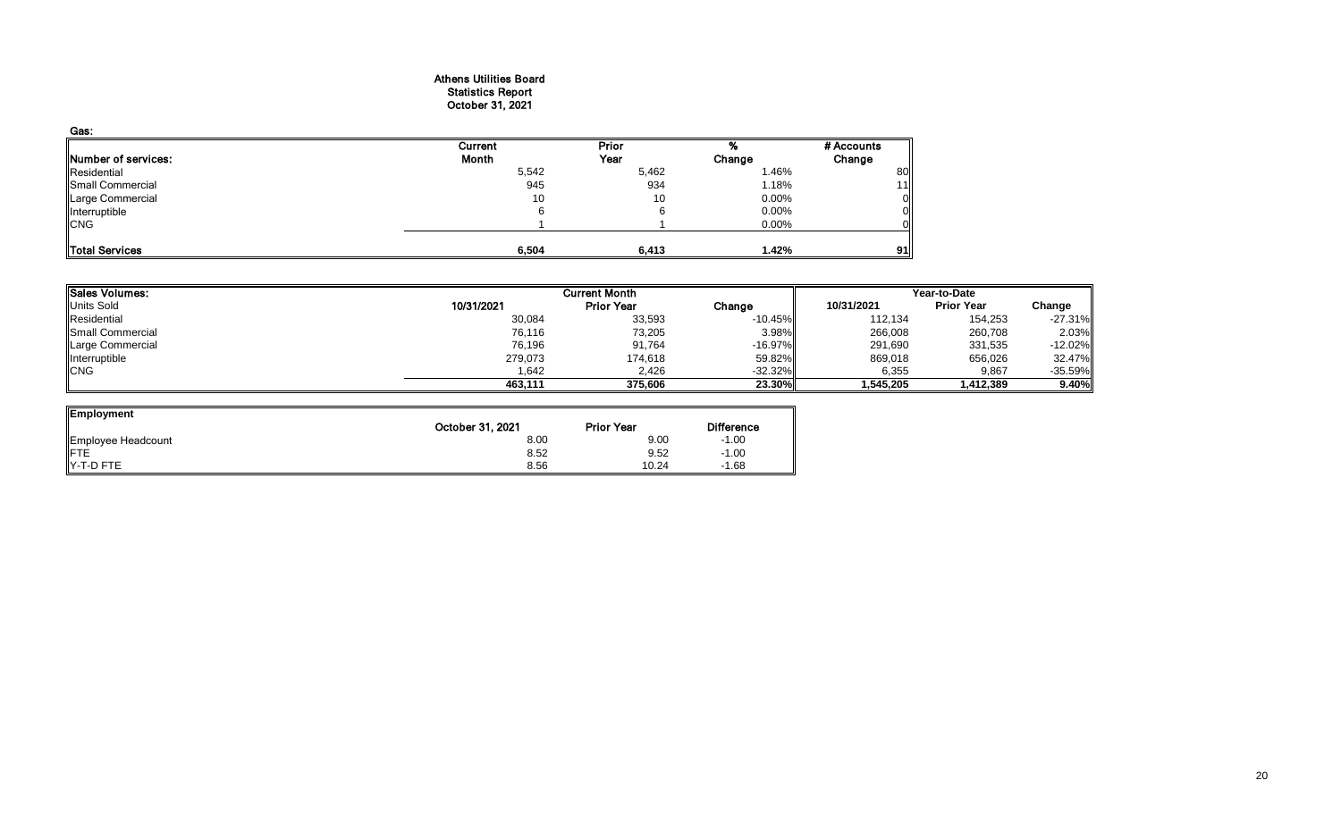# Athens Utilities Board
## Statistics Report
## October 31, 2021

**Gas:**

| Number of services: | Current Month | Prior Year | % Change | # Accounts Change |
|---|---|---|---|---|
| Residential | 5,542 | 5,462 | 1.46% | 80 |
| Small Commercial | 945 | 934 | 1.18% | 11 |
| Large Commercial | 10 | 10 | 0.00% | 0 |
| Interruptible | 6 | 6 | 0.00% | 0 |
| CNG | 1 | 1 | 0.00% | 0 |
| **Total Services** | **6,504** | **6,413** | **1.42%** | **91** |

| Sales Volumes: | Current Month | | | Year-to-Date | | |
|---|---|---|---|---|---|---|
| Units Sold | 10/31/2021 | Prior Year | Change | 10/31/2021 | Prior Year | Change |
| Residential | 30,084 | 33,593 | -10.45% | 112,134 | 154,253 | -27.31% |
| Small Commercial | 76,116 | 73,205 | 3.98% | 266,008 | 260,708 | 2.03% |
| Large Commercial | 76,196 | 91,764 | -16.97% | 291,690 | 331,535 | -12.02% |
| Interruptible | 279,073 | 174,618 | 59.82% | 869,018 | 656,026 | 32.47% |
| CNG | 1,642 | 2,426 | -32.32% | 6,355 | 9,867 | -35.59% |
| | **463,111** | **375,606** | **23.30%** | **1,545,205** | **1,412,389** | **9.40%** |

| Employment | October 31, 2021 | Prior Year | Difference |
|---|---|---|---|
| Employee Headcount | 8.00 | 9.00 | -1.00 |
| FTE | 8.52 | 9.52 | -1.00 |
| Y-T-D FTE | 8.56 | 10.24 | -1.68 |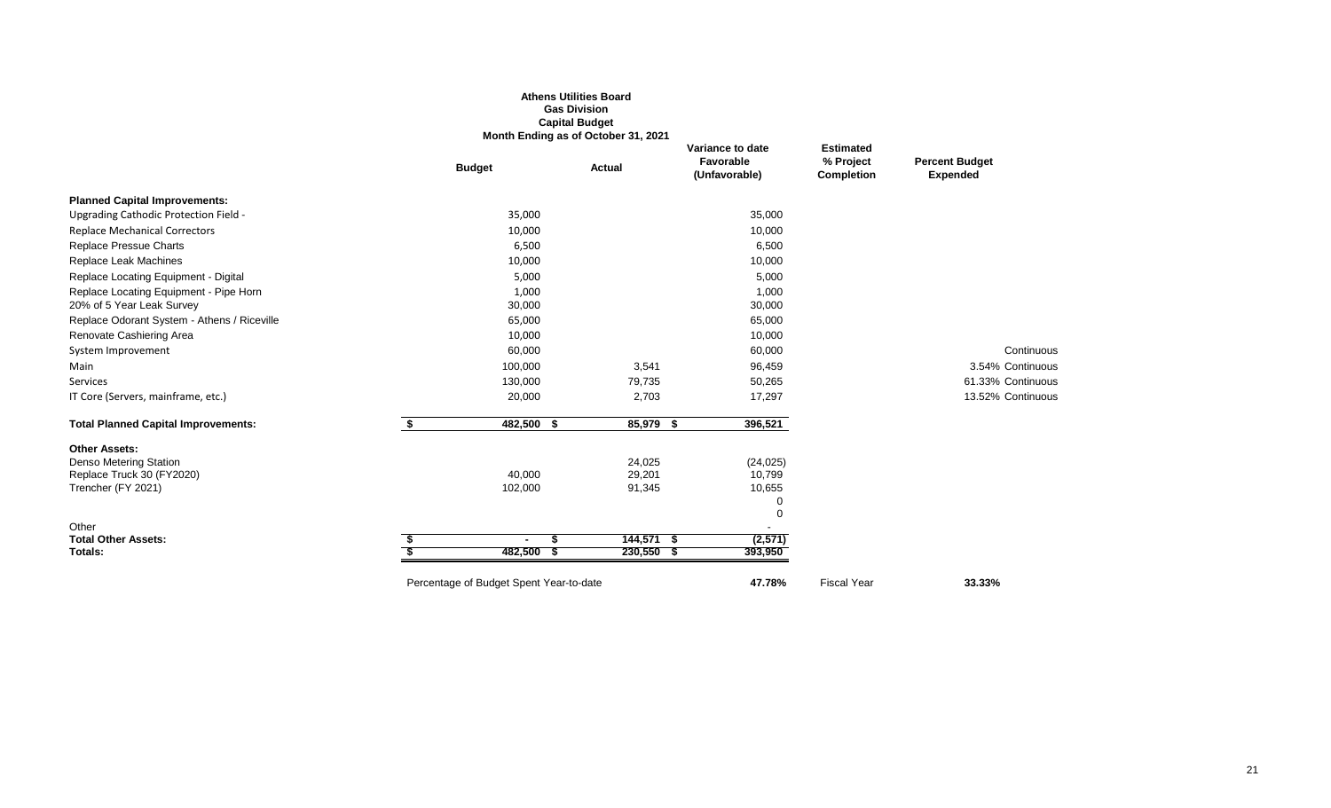**Athens Utilities Board**
**Gas Division**
**Capital Budget**
**Month Ending as of October 31, 2021**

| | Budget | Actual | Variance to date Favorable (Unfavorable) | Estimated % Project Completion | Percent Budget Expended |
|---|---|---|---|---|---|
| **Planned Capital Improvements:** | | | | | |
| Upgrading Cathodic Protection Field - | 35,000 | | 35,000 | | |
| Replace Mechanical Correctors | 10,000 | | 10,000 | | |
| Replace Pressue Charts | 6,500 | | 6,500 | | |
| Replace Leak Machines | 10,000 | | 10,000 | | |
| Replace Locating Equipment - Digital | 5,000 | | 5,000 | | |
| Replace Locating Equipment - Pipe Horn | 1,000 | | 1,000 | | |
| 20% of 5 Year Leak Survey | 30,000 | | 30,000 | | |
| Replace Odorant System - Athens / Riceville | 65,000 | | 65,000 | | |
| Renovate Cashiering Area | 10,000 | | 10,000 | | |
| System Improvement | 60,000 | | 60,000 | | Continuous |
| Main | 100,000 | 3,541 | 96,459 | | 3.54% Continuous |
| Services | 130,000 | 79,735 | 50,265 | | 61.33% Continuous |
| IT Core (Servers, mainframe, etc.) | 20,000 | 2,703 | 17,297 | | 13.52% Continuous |
| **Total Planned Capital Improvements:** | **$ 482,500** | **$ 85,979** | **$ 396,521** | | |
| **Other Assets:** | | | | | |
| Denso Metering Station | | 24,025 | (24,025) | | |
| Replace Truck 30 (FY2020) | 40,000 | 29,201 | 10,799 | | |
| Trencher (FY 2021) | 102,000 | 91,345 | 10,655 | | |
| | | | 0 | | |
| | | | 0 | | |
| Other | | | - | | |
| **Total Other Assets:** | **$ -** | **$ 144,571** | **$ (2,571)** | | |
| **Totals:** | **$ 482,500** | **$ 230,550** | **$ 393,950** | | |
| | Percentage of Budget Spent Year-to-date | | **47.78%** | Fiscal Year | **33.33%** |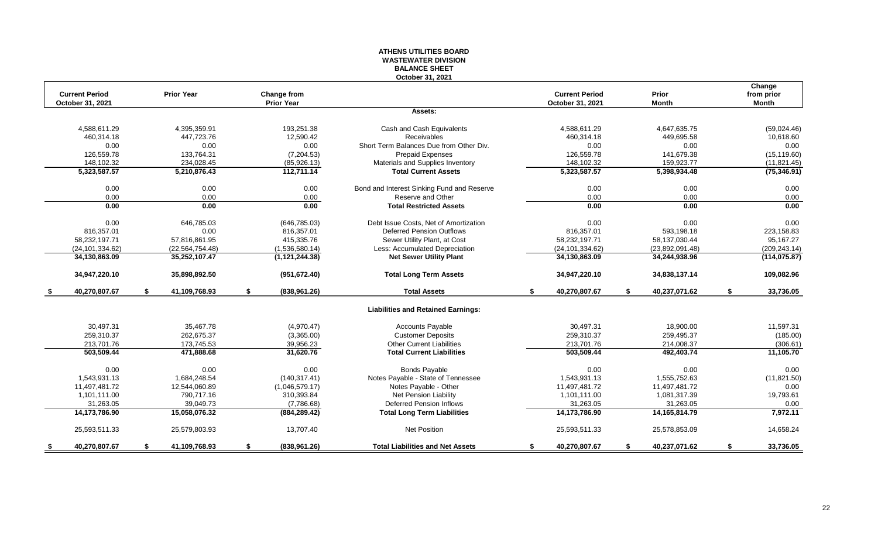# ATHENS UTILITIES BOARD
## WASTEWATER DIVISION
## BALANCE SHEET
### October 31, 2021

| Current Period October 31, 2021 | Prior Year | Change from Prior Year | | Current Period October 31, 2021 | Prior Month | Change from prior Month |
|---|---|---|---|---|---|---|
| | | | **Assets:** | | | |
| 4,588,611.29 | 4,395,359.91 | 193,251.38 | Cash and Cash Equivalents | 4,588,611.29 | 4,647,635.75 | (59,024.46) |
| 460,314.18 | 447,723.76 | 12,590.42 | Receivables | 460,314.18 | 449,695.58 | 10,618.60 |
| 0.00 | 0.00 | 0.00 | Short Term Balances Due from Other Div. | 0.00 | 0.00 | 0.00 |
| 126,559.78 | 133,764.31 | (7,204.53) | Prepaid Expenses | 126,559.78 | 141,679.38 | (15,119.60) |
| 148,102.32 | 234,028.45 | (85,926.13) | Materials and Supplies Inventory | 148,102.32 | 159,923.77 | (11,821.45) |
| **5,323,587.57** | **5,210,876.43** | **112,711.14** | **Total Current Assets** | **5,323,587.57** | **5,398,934.48** | **(75,346.91)** |
| 0.00 | 0.00 | 0.00 | Bond and Interest Sinking Fund and Reserve | 0.00 | 0.00 | 0.00 |
| 0.00 | 0.00 | 0.00 | Reserve and Other | 0.00 | 0.00 | 0.00 |
| **0.00** | **0.00** | **0.00** | **Total Restricted Assets** | **0.00** | **0.00** | **0.00** |
| 0.00 | 646,785.03 | (646,785.03) | Debt Issue Costs, Net of Amortization | 0.00 | 0.00 | 0.00 |
| 816,357.01 | 0.00 | 816,357.01 | Deferred Pension Outflows | 816,357.01 | 593,198.18 | 223,158.83 |
| 58,232,197.71 | 57,816,861.95 | 415,335.76 | Sewer Utility Plant, at Cost | 58,232,197.71 | 58,137,030.44 | 95,167.27 |
| (24,101,334.62) | (22,564,754.48) | (1,536,580.14) | Less: Accumulated Depreciation | (24,101,334.62) | (23,892,091.48) | (209,243.14) |
| **34,130,863.09** | **35,252,107.47** | **(1,121,244.38)** | **Net Sewer Utility Plant** | **34,130,863.09** | **34,244,938.96** | **(114,075.87)** |
| **34,947,220.10** | **35,898,892.50** | **(951,672.40)** | **Total Long Term Assets** | **34,947,220.10** | **34,838,137.14** | **109,082.96** |
| **$ 40,270,807.67** | **$ 41,109,768.93** | **$ (838,961.26)** | **Total Assets** | **$ 40,270,807.67** | **$ 40,237,071.62** | **$ 33,736.05** |
| | | | **Liabilities and Retained Earnings:** | | | |
| 30,497.31 | 35,467.78 | (4,970.47) | Accounts Payable | 30,497.31 | 18,900.00 | 11,597.31 |
| 259,310.37 | 262,675.37 | (3,365.00) | Customer Deposits | 259,310.37 | 259,495.37 | (185.00) |
| 213,701.76 | 173,745.53 | 39,956.23 | Other Current Liabilities | 213,701.76 | 214,008.37 | (306.61) |
| **503,509.44** | **471,888.68** | **31,620.76** | **Total Current Liabilities** | **503,509.44** | **492,403.74** | **11,105.70** |
| 0.00 | 0.00 | 0.00 | Bonds Payable | 0.00 | 0.00 | 0.00 |
| 1,543,931.13 | 1,684,248.54 | (140,317.41) | Notes Payable - State of Tennessee | 1,543,931.13 | 1,555,752.63 | (11,821.50) |
| 11,497,481.72 | 12,544,060.89 | (1,046,579.17) | Notes Payable - Other | 11,497,481.72 | 11,497,481.72 | 0.00 |
| 1,101,111.00 | 790,717.16 | 310,393.84 | Net Pension Liability | 1,101,111.00 | 1,081,317.39 | 19,793.61 |
| 31,263.05 | 39,049.73 | (7,786.68) | Deferred Pension Inflows | 31,263.05 | 31,263.05 | 0.00 |
| **14,173,786.90** | **15,058,076.32** | **(884,289.42)** | **Total Long Term Liabilities** | **14,173,786.90** | **14,165,814.79** | **7,972.11** |
| 25,593,511.33 | 25,579,803.93 | 13,707.40 | Net Position | 25,593,511.33 | 25,578,853.09 | 14,658.24 |
| **$ 40,270,807.67** | **$ 41,109,768.93** | **$ (838,961.26)** | **Total Liabilities and Net Assets** | **$ 40,270,807.67** | **$ 40,237,071.62** | **$ 33,736.05** |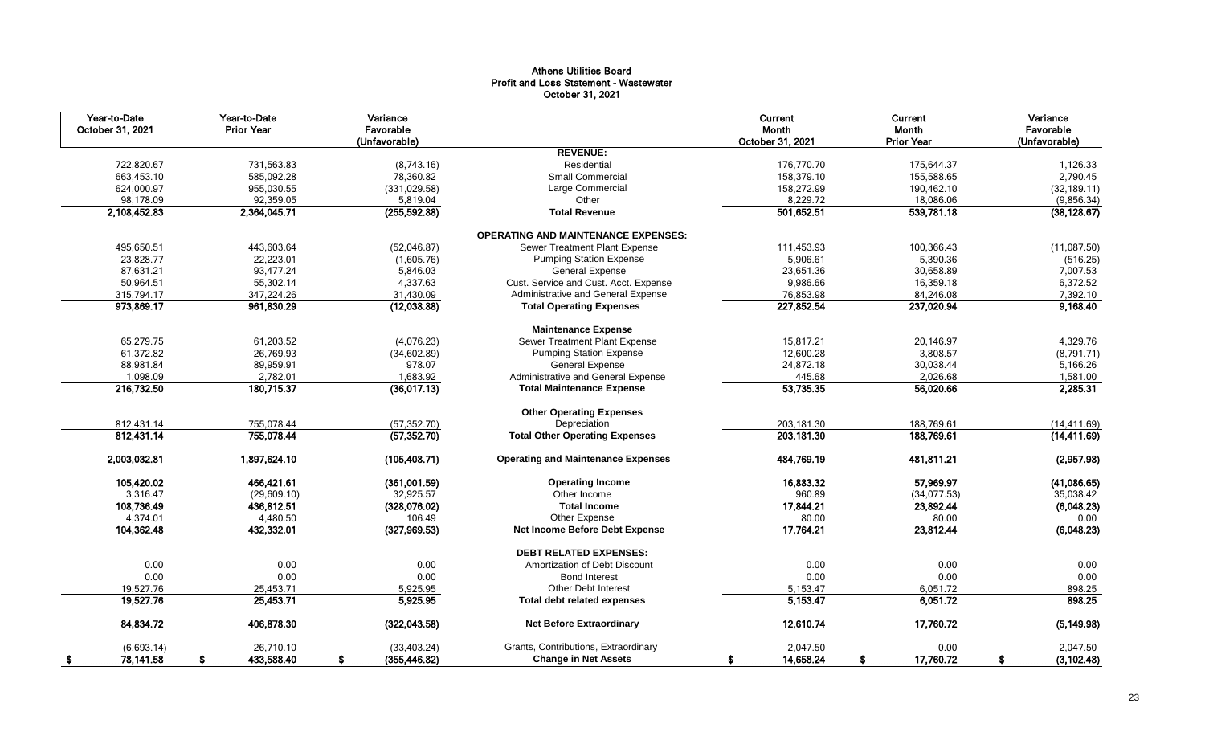# Athens Utilities Board
## Profit and Loss Statement - Wastewater
### October 31, 2021

| Year-to-Date October 31, 2021 | Year-to-Date Prior Year | Variance Favorable (Unfavorable) | | Current Month October 31, 2021 | Current Month Prior Year | Variance Favorable (Unfavorable) |
|---|---|---|---|---|---|---|
| | | | **REVENUE:** | | | |
| 722,820.67 | 731,563.83 | (8,743.16) | Residential | 176,770.70 | 175,644.37 | 1,126.33 |
| 663,453.10 | 585,092.28 | 78,360.82 | Small Commercial | 158,379.10 | 155,588.65 | 2,790.45 |
| 624,000.97 | 955,030.55 | (331,029.58) | Large Commercial | 158,272.99 | 190,462.10 | (32,189.11) |
| 98,178.09 | 92,359.05 | 5,819.04 | Other | 8,229.72 | 18,086.06 | (9,856.34) |
| **2,108,452.83** | **2,364,045.71** | **(255,592.88)** | **Total Revenue** | **501,652.51** | **539,781.18** | **(38,128.67)** |
| | | | **OPERATING AND MAINTENANCE EXPENSES:** | | | |
| 495,650.51 | 443,603.64 | (52,046.87) | Sewer Treatment Plant Expense | 111,453.93 | 100,366.43 | (11,087.50) |
| 23,828.77 | 22,223.01 | (1,605.76) | Pumping Station Expense | 5,906.61 | 5,390.36 | (516.25) |
| 87,631.21 | 93,477.24 | 5,846.03 | General Expense | 23,651.36 | 30,658.89 | 7,007.53 |
| 50,964.51 | 55,302.14 | 4,337.63 | Cust. Service and Cust. Acct. Expense | 9,986.66 | 16,359.18 | 6,372.52 |
| 315,794.17 | 347,224.26 | 31,430.09 | Administrative and General Expense | 76,853.98 | 84,246.08 | 7,392.10 |
| **973,869.17** | **961,830.29** | **(12,038.88)** | **Total Operating Expenses** | **227,852.54** | **237,020.94** | **9,168.40** |
| | | | **Maintenance Expense** | | | |
| 65,279.75 | 61,203.52 | (4,076.23) | Sewer Treatment Plant Expense | 15,817.21 | 20,146.97 | 4,329.76 |
| 61,372.82 | 26,769.93 | (34,602.89) | Pumping Station Expense | 12,600.28 | 3,808.57 | (8,791.71) |
| 88,981.84 | 89,959.91 | 978.07 | General Expense | 24,872.18 | 30,038.44 | 5,166.26 |
| 1,098.09 | 2,782.01 | 1,683.92 | Administrative and General Expense | 445.68 | 2,026.68 | 1,581.00 |
| **216,732.50** | **180,715.37** | **(36,017.13)** | **Total Maintenance Expense** | **53,735.35** | **56,020.66** | **2,285.31** |
| | | | **Other Operating Expenses** | | | |
| 812,431.14 | 755,078.44 | (57,352.70) | Depreciation | 203,181.30 | 188,769.61 | (14,411.69) |
| **812,431.14** | **755,078.44** | **(57,352.70)** | **Total Other Operating Expenses** | **203,181.30** | **188,769.61** | **(14,411.69)** |
| **2,003,032.81** | **1,897,624.10** | **(105,408.71)** | **Operating and Maintenance Expenses** | **484,769.19** | **481,811.21** | **(2,957.98)** |
| **105,420.02** | **466,421.61** | **(361,001.59)** | **Operating Income** | **16,883.32** | **57,969.97** | **(41,086.65)** |
| 3,316.47 | (29,609.10) | 32,925.57 | Other Income | 960.89 | (34,077.53) | 35,038.42 |
| **108,736.49** | **436,812.51** | **(328,076.02)** | **Total Income** | **17,844.21** | **23,892.44** | **(6,048.23)** |
| 4,374.01 | 4,480.50 | 106.49 | Other Expense | 80.00 | 80.00 | 0.00 |
| **104,362.48** | **432,332.01** | **(327,969.53)** | **Net Income Before Debt Expense** | **17,764.21** | **23,812.44** | **(6,048.23)** |
| | | | **DEBT RELATED EXPENSES:** | | | |
| 0.00 | 0.00 | 0.00 | Amortization of Debt Discount | 0.00 | 0.00 | 0.00 |
| 0.00 | 0.00 | 0.00 | Bond Interest | 0.00 | 0.00 | 0.00 |
| 19,527.76 | 25,453.71 | 5,925.95 | Other Debt Interest | 5,153.47 | 6,051.72 | 898.25 |
| **19,527.76** | **25,453.71** | **5,925.95** | **Total debt related expenses** | **5,153.47** | **6,051.72** | **898.25** |
| **84,834.72** | **406,878.30** | **(322,043.58)** | **Net Before Extraordinary** | **12,610.74** | **17,760.72** | **(5,149.98)** |
| (6,693.14) | 26,710.10 | (33,403.24) | Grants, Contributions, Extraordinary | 2,047.50 | 0.00 | 2,047.50 |
| **$ 78,141.58** | **$ 433,588.40** | **$ (355,446.82)** | **Change in Net Assets** | **$ 14,658.24** | **$ 17,760.72** | **$ (3,102.48)** |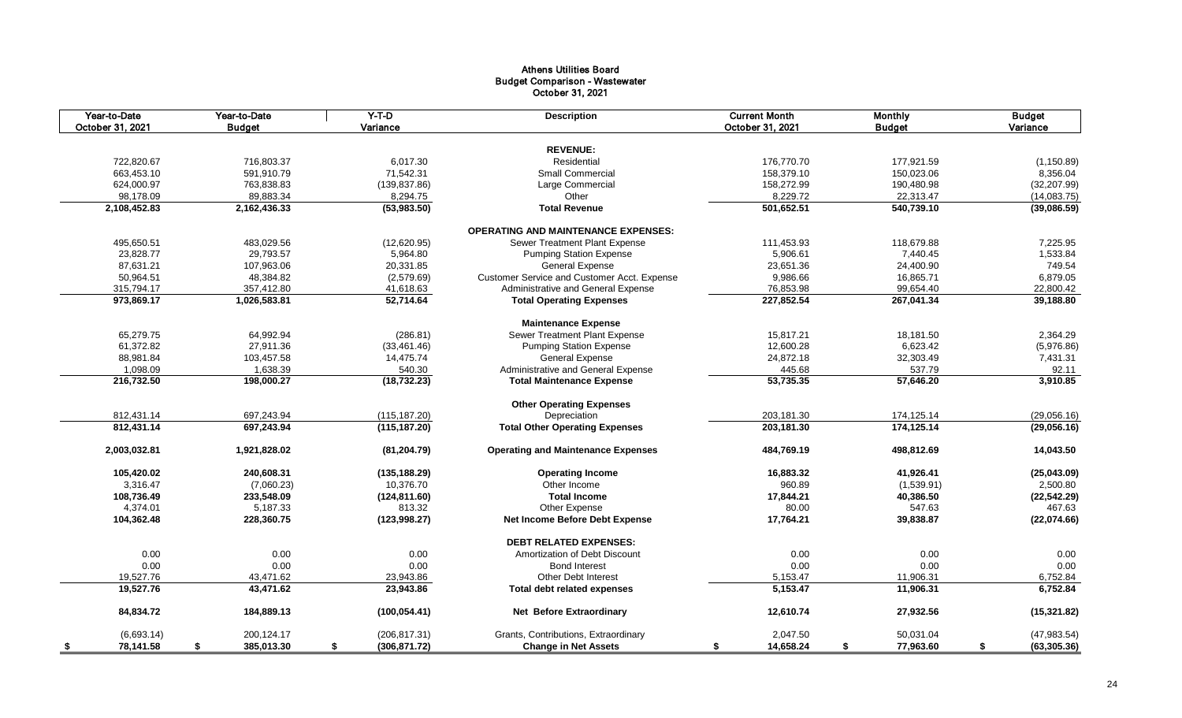# Athens Utilities Board
## Budget Comparison - Wastewater
### October 31, 2021

| Year-to-Date October 31, 2021 | Year-to-Date Budget | Y-T-D Variance | Description | Current Month October 31, 2021 | Monthly Budget | Budget Variance |
|---|---|---|---|---|---|---|
| | | | **REVENUE:** | | | |
| 722,820.67 | 716,803.37 | 6,017.30 | Residential | 176,770.70 | 177,921.59 | (1,150.89) |
| 663,453.10 | 591,910.79 | 71,542.31 | Small Commercial | 158,379.10 | 150,023.06 | 8,356.04 |
| 624,000.97 | 763,838.83 | (139,837.86) | Large Commercial | 158,272.99 | 190,480.98 | (32,207.99) |
| 98,178.09 | 89,883.34 | 8,294.75 | Other | 8,229.72 | 22,313.47 | (14,083.75) |
| **2,108,452.83** | **2,162,436.33** | **(53,983.50)** | **Total Revenue** | **501,652.51** | **540,739.10** | **(39,086.59)** |
| | | | **OPERATING AND MAINTENANCE EXPENSES:** | | | |
| 495,650.51 | 483,029.56 | (12,620.95) | Sewer Treatment Plant Expense | 111,453.93 | 118,679.88 | 7,225.95 |
| 23,828.77 | 29,793.57 | 5,964.80 | Pumping Station Expense | 5,906.61 | 7,440.45 | 1,533.84 |
| 87,631.21 | 107,963.06 | 20,331.85 | General Expense | 23,651.36 | 24,400.90 | 749.54 |
| 50,964.51 | 48,384.82 | (2,579.69) | Customer Service and Customer Acct. Expense | 9,986.66 | 16,865.71 | 6,879.05 |
| 315,794.17 | 357,412.80 | 41,618.63 | Administrative and General Expense | 76,853.98 | 99,654.40 | 22,800.42 |
| **973,869.17** | **1,026,583.81** | **52,714.64** | **Total Operating Expenses** | **227,852.54** | **267,041.34** | **39,188.80** |
| | | | **Maintenance Expense** | | | |
| 65,279.75 | 64,992.94 | (286.81) | Sewer Treatment Plant Expense | 15,817.21 | 18,181.50 | 2,364.29 |
| 61,372.82 | 27,911.36 | (33,461.46) | Pumping Station Expense | 12,600.28 | 6,623.42 | (5,976.86) |
| 88,981.84 | 103,457.58 | 14,475.74 | General Expense | 24,872.18 | 32,303.49 | 7,431.31 |
| 1,098.09 | 1,638.39 | 540.30 | Administrative and General Expense | 445.68 | 537.79 | 92.11 |
| **216,732.50** | **198,000.27** | **(18,732.23)** | **Total Maintenance Expense** | **53,735.35** | **57,646.20** | **3,910.85** |
| | | | **Other Operating Expenses** | | | |
| 812,431.14 | 697,243.94 | (115,187.20) | Depreciation | 203,181.30 | 174,125.14 | (29,056.16) |
| **812,431.14** | **697,243.94** | **(115,187.20)** | **Total Other Operating Expenses** | **203,181.30** | **174,125.14** | **(29,056.16)** |
| **2,003,032.81** | **1,921,828.02** | **(81,204.79)** | **Operating and Maintenance Expenses** | **484,769.19** | **498,812.69** | **14,043.50** |
| **105,420.02** | **240,608.31** | **(135,188.29)** | **Operating Income** | **16,883.32** | **41,926.41** | **(25,043.09)** |
| 3,316.47 | (7,060.23) | 10,376.70 | Other Income | 960.89 | (1,539.91) | 2,500.80 |
| **108,736.49** | **233,548.09** | **(124,811.60)** | **Total Income** | **17,844.21** | **40,386.50** | **(22,542.29)** |
| 4,374.01 | 5,187.33 | 813.32 | Other Expense | 80.00 | 547.63 | 467.63 |
| **104,362.48** | **228,360.75** | **(123,998.27)** | **Net Income Before Debt Expense** | **17,764.21** | **39,838.87** | **(22,074.66)** |
| | | | **DEBT RELATED EXPENSES:** | | | |
| 0.00 | 0.00 | 0.00 | Amortization of Debt Discount | 0.00 | 0.00 | 0.00 |
| 0.00 | 0.00 | 0.00 | Bond Interest | 0.00 | 0.00 | 0.00 |
| 19,527.76 | 43,471.62 | 23,943.86 | Other Debt Interest | 5,153.47 | 11,906.31 | 6,752.84 |
| **19,527.76** | **43,471.62** | **23,943.86** | **Total debt related expenses** | **5,153.47** | **11,906.31** | **6,752.84** |
| **84,834.72** | **184,889.13** | **(100,054.41)** | **Net Before Extraordinary** | **12,610.74** | **27,932.56** | **(15,321.82)** |
| (6,693.14) | 200,124.17 | (206,817.31) | Grants, Contributions, Extraordinary | 2,047.50 | 50,031.04 | (47,983.54) |
| **$ 78,141.58** | **$ 385,013.30** | **$ (306,871.72)** | **Change in Net Assets** | **$ 14,658.24** | **$ 77,963.60** | **$ (63,305.36)** |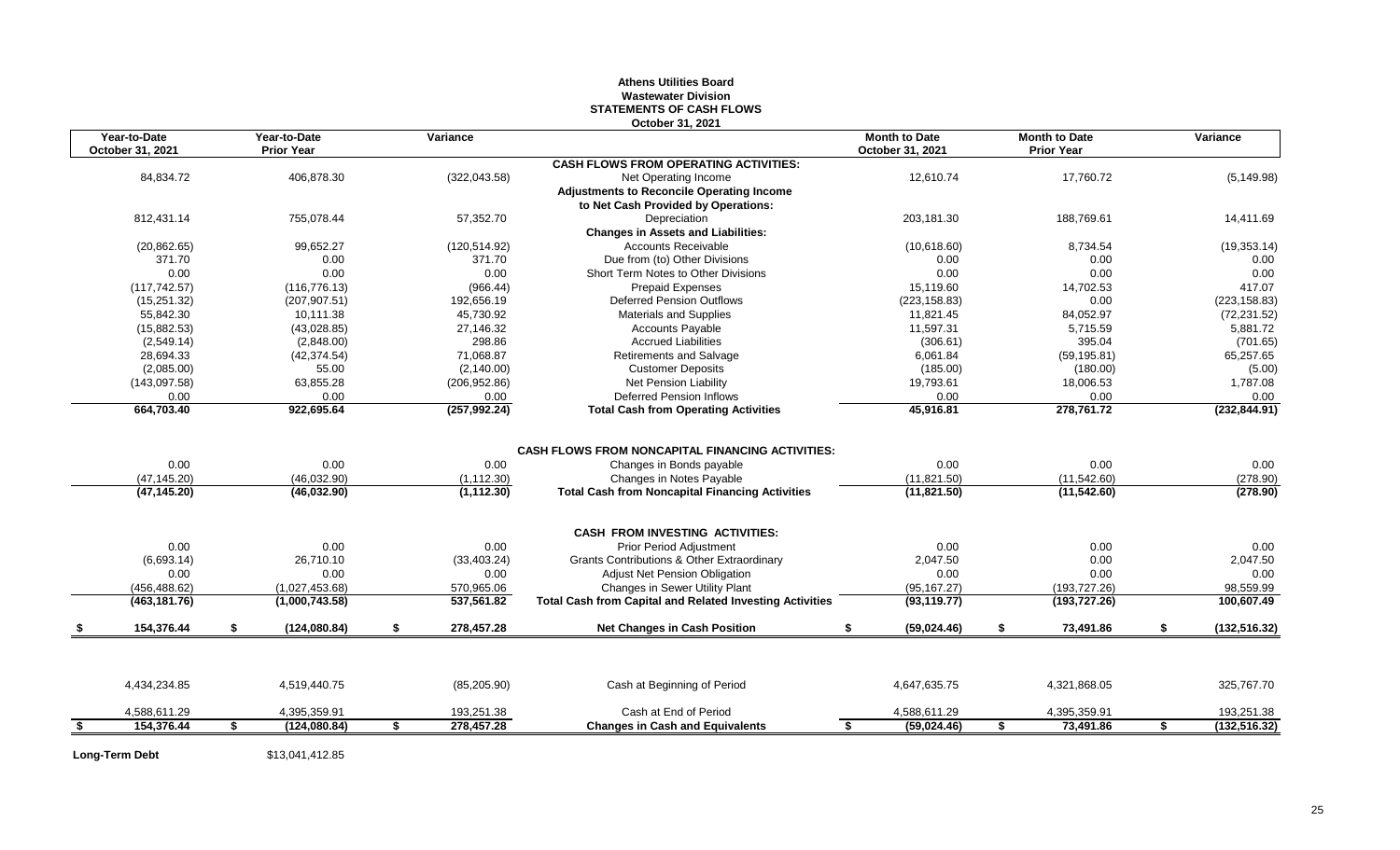# Athens Utilities Board
## Wastewater Division
## STATEMENTS OF CASH FLOWS
### October 31, 2021

| Year-to-Date October 31, 2021 | Year-to-Date Prior Year | Variance | | Month to Date October 31, 2021 | Month to Date Prior Year | Variance |
|---|---|---|---|---|---|---|
| | | | **CASH FLOWS FROM OPERATING ACTIVITIES:** | | | |
| 84,834.72 | 406,878.30 | (322,043.58) | Net Operating Income | 12,610.74 | 17,760.72 | (5,149.98) |
| | | | **Adjustments to Reconcile Operating Income to Net Cash Provided by Operations:** | | | |
| 812,431.14 | 755,078.44 | 57,352.70 | Depreciation | 203,181.30 | 188,769.61 | 14,411.69 |
| | | | **Changes in Assets and Liabilities:** | | | |
| (20,862.65) | 99,652.27 | (120,514.92) | Accounts Receivable | (10,618.60) | 8,734.54 | (19,353.14) |
| 371.70 | 0.00 | 371.70 | Due from (to) Other Divisions | 0.00 | 0.00 | 0.00 |
| 0.00 | 0.00 | 0.00 | Short Term Notes to Other Divisions | 0.00 | 0.00 | 0.00 |
| (117,742.57) | (116,776.13) | (966.44) | Prepaid Expenses | 15,119.60 | 14,702.53 | 417.07 |
| (15,251.32) | (207,907.51) | 192,656.19 | Deferred Pension Outflows | (223,158.83) | 0.00 | (223,158.83) |
| 55,842.30 | 10,111.38 | 45,730.92 | Materials and Supplies | 11,821.45 | 84,052.97 | (72,231.52) |
| (15,882.53) | (43,028.85) | 27,146.32 | Accounts Payable | 11,597.31 | 5,715.59 | 5,881.72 |
| (2,549.14) | (2,848.00) | 298.86 | Accrued Liabilities | (306.61) | 395.04 | (701.65) |
| 28,694.33 | (42,374.54) | 71,068.87 | Retirements and Salvage | 6,061.84 | (59,195.81) | 65,257.65 |
| (2,085.00) | 55.00 | (2,140.00) | Customer Deposits | (185.00) | (180.00) | (5.00) |
| (143,097.58) | 63,855.28 | (206,952.86) | Net Pension Liability | 19,793.61 | 18,006.53 | 1,787.08 |
| 0.00 | 0.00 | 0.00 | Deferred Pension Inflows | 0.00 | 0.00 | 0.00 |
| **664,703.40** | **922,695.64** | **(257,992.24)** | **Total Cash from Operating Activities** | **45,916.81** | **278,761.72** | **(232,844.91)** |
| | | | **CASH FLOWS FROM NONCAPITAL FINANCING ACTIVITIES:** | | | |
| 0.00 | 0.00 | 0.00 | Changes in Bonds payable | 0.00 | 0.00 | 0.00 |
| (47,145.20) | (46,032.90) | (1,112.30) | Changes in Notes Payable | (11,821.50) | (11,542.60) | (278.90) |
| **(47,145.20)** | **(46,032.90)** | **(1,112.30)** | **Total Cash from Noncapital Financing Activities** | **(11,821.50)** | **(11,542.60)** | **(278.90)** |
| | | | **CASH FROM INVESTING ACTIVITIES:** | | | |
| 0.00 | 0.00 | 0.00 | Prior Period Adjustment | 0.00 | 0.00 | 0.00 |
| (6,693.14) | 26,710.10 | (33,403.24) | Grants Contributions & Other Extraordinary | 2,047.50 | 0.00 | 2,047.50 |
| 0.00 | 0.00 | 0.00 | Adjust Net Pension Obligation | 0.00 | 0.00 | 0.00 |
| (456,488.62) | (1,027,453.68) | 570,965.06 | Changes in Sewer Utility Plant | (95,167.27) | (193,727.26) | 98,559.99 |
| **(463,181.76)** | **(1,000,743.58)** | **537,561.82** | **Total Cash from Capital and Related Investing Activities** | **(93,119.77)** | **(193,727.26)** | **100,607.49** |
| **$ 154,376.44** | **$ (124,080.84)** | **$ 278,457.28** | **Net Changes in Cash Position** | **$ (59,024.46)** | **$ 73,491.86** | **$ (132,516.32)** |
| 4,434,234.85 | 4,519,440.75 | (85,205.90) | Cash at Beginning of Period | 4,647,635.75 | 4,321,868.05 | 325,767.70 |
| 4,588,611.29 | 4,395,359.91 | 193,251.38 | Cash at End of Period | 4,588,611.29 | 4,395,359.91 | 193,251.38 |
| **$ 154,376.44** | **$ (124,080.84)** | **$ 278,457.28** | **Changes in Cash and Equivalents** | **$ (59,024.46)** | **$ 73,491.86** | **$ (132,516.32)** |

**Long-Term Debt** $13,041,412.85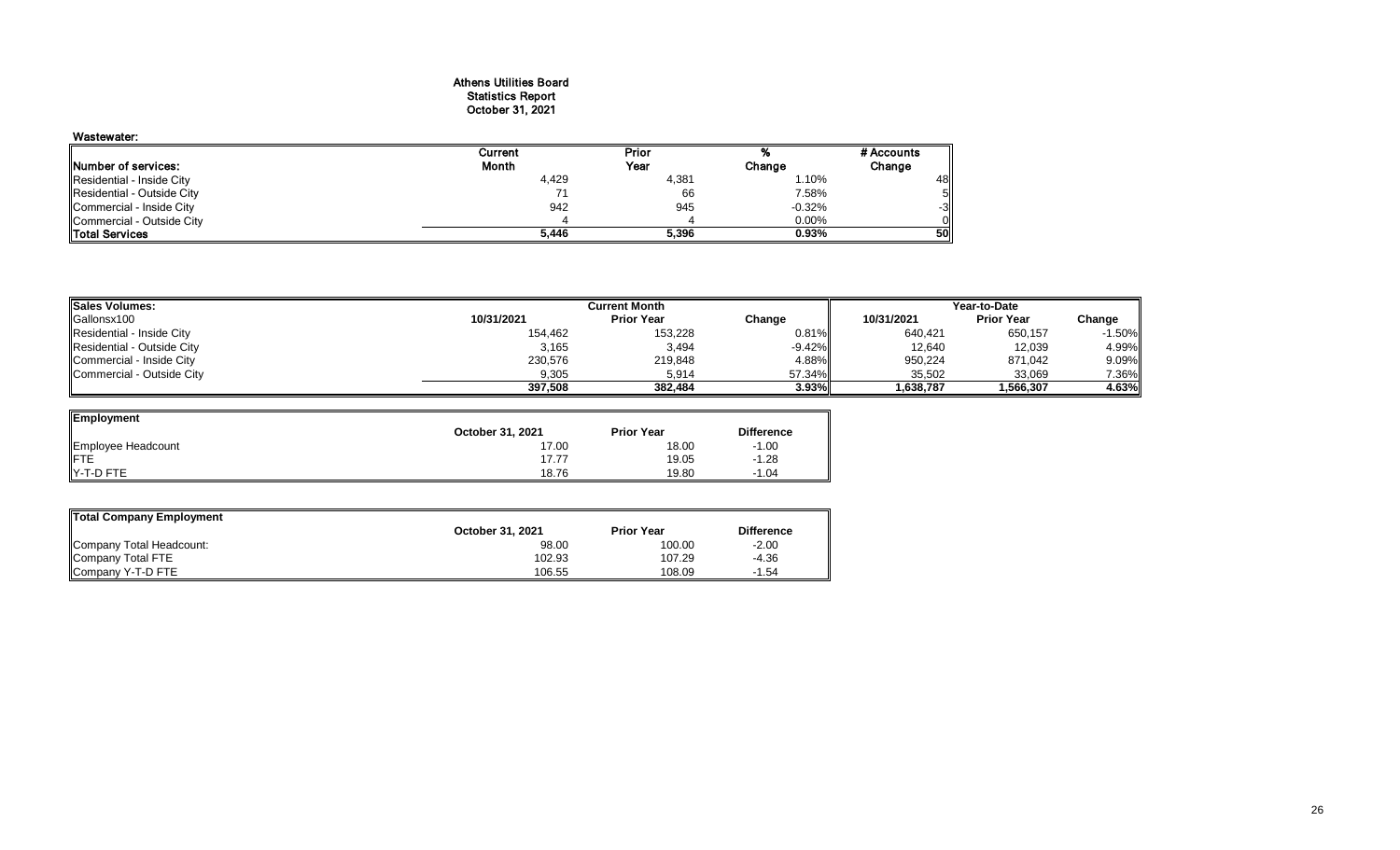# Athens Utilities Board
## Statistics Report
## October 31, 2021

### Wastewater:

| Number of services: | Current Month | Prior Year | % Change | # Accounts Change |
|---|---|---|---|---|
| Residential - Inside City | 4,429 | 4,381 | 1.10% | 48 |
| Residential - Outside City | 71 | 66 | 7.58% | 5 |
| Commercial - Inside City | 942 | 945 | -0.32% | -3 |
| Commercial - Outside City | 4 | 4 | 0.00% | 0 |
| **Total Services** | **5,446** | **5,396** | **0.93%** | **50** |

| Sales Volumes: | Current Month | | | Year-to-Date | | |
|---|---|---|---|---|---|---|
| Gallonsx100 | 10/31/2021 | Prior Year | Change | 10/31/2021 | Prior Year | Change |
| Residential - Inside City | 154,462 | 153,228 | 0.81% | 640,421 | 650,157 | -1.50% |
| Residential - Outside City | 3,165 | 3,494 | -9.42% | 12,640 | 12,039 | 4.99% |
| Commercial - Inside City | 230,576 | 219,848 | 4.88% | 950,224 | 871,042 | 9.09% |
| Commercial - Outside City | 9,305 | 5,914 | 57.34% | 35,502 | 33,069 | 7.36% |
| | **397,508** | **382,484** | **3.93%** | **1,638,787** | **1,566,307** | **4.63%** |

| Employment | October 31, 2021 | Prior Year | Difference |
|---|---|---|---|
| Employee Headcount | 17.00 | 18.00 | -1.00 |
| FTE | 17.77 | 19.05 | -1.28 |
| Y-T-D FTE | 18.76 | 19.80 | -1.04 |

| Total Company Employment | October 31, 2021 | Prior Year | Difference |
|---|---|---|---|
| Company Total Headcount: | 98.00 | 100.00 | -2.00 |
| Company Total FTE | 102.93 | 107.29 | -4.36 |
| Company Y-T-D FTE | 106.55 | 108.09 | -1.54 |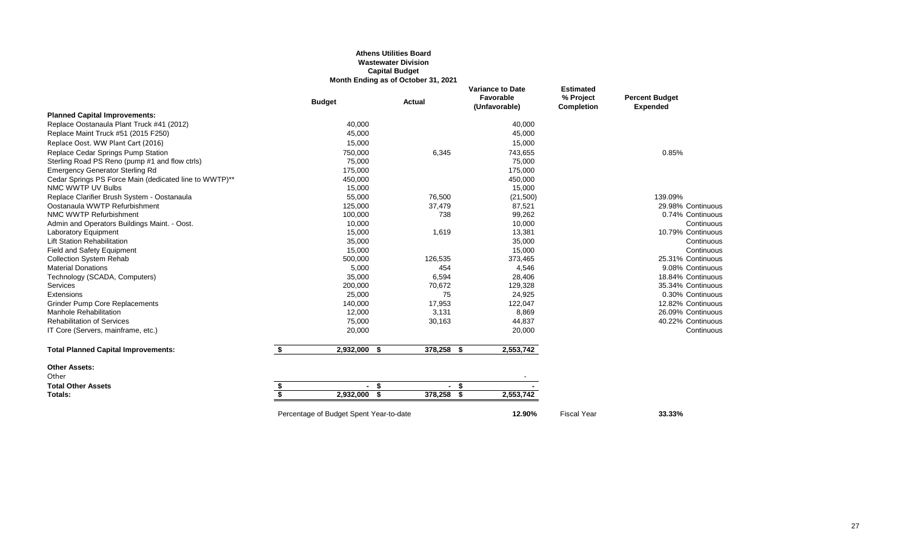**Athens Utilities Board**
**Wastewater Division**
**Capital Budget**
**Month Ending as of October 31, 2021**

| | Budget | Actual | Variance to Date Favorable (Unfavorable) | Estimated % Project Completion | Percent Budget Expended | |
|---|---|---|---|---|---|---|
| **Planned Capital Improvements:** | | | | | | |
| Replace Oostanaula Plant Truck #41 (2012) | 40,000 | | 40,000 | | | |
| Replace Maint Truck #51 (2015 F250) | 45,000 | | 45,000 | | | |
| Replace Oost. WW Plant Cart (2016) | 15,000 | | 15,000 | | | |
| Replace Cedar Springs Pump Station | 750,000 | 6,345 | 743,655 | | 0.85% | |
| Sterling Road PS Reno (pump #1 and flow ctrls) | 75,000 | | 75,000 | | | |
| Emergency Generator Sterling Rd | 175,000 | | 175,000 | | | |
| Cedar Springs PS Force Main (dedicated line to WWTP)** | 450,000 | | 450,000 | | | |
| NMC WWTP UV Bulbs | 15,000 | | 15,000 | | | |
| Replace Clarifier Brush System - Oostanaula | 55,000 | 76,500 | (21,500) | | 139.09% | |
| Oostanaula WWTP Refurbishment | 125,000 | 37,479 | 87,521 | | 29.98% | Continuous |
| NMC WWTP Refurbishment | 100,000 | 738 | 99,262 | | 0.74% | Continuous |
| Admin and Operators Buildings Maint. - Oost. | 10,000 | | 10,000 | | | Continuous |
| Laboratory Equipment | 15,000 | 1,619 | 13,381 | | 10.79% | Continuous |
| Lift Station Rehabilitation | 35,000 | | 35,000 | | | Continuous |
| Field and Safety Equipment | 15,000 | | 15,000 | | | Continuous |
| Collection System Rehab | 500,000 | 126,535 | 373,465 | | 25.31% | Continuous |
| Material Donations | 5,000 | 454 | 4,546 | | 9.08% | Continuous |
| Technology (SCADA, Computers) | 35,000 | 6,594 | 28,406 | | 18.84% | Continuous |
| Services | 200,000 | 70,672 | 129,328 | | 35.34% | Continuous |
| Extensions | 25,000 | 75 | 24,925 | | 0.30% | Continuous |
| Grinder Pump Core Replacements | 140,000 | 17,953 | 122,047 | | 12.82% | Continuous |
| Manhole Rehabilitation | 12,000 | 3,131 | 8,869 | | 26.09% | Continuous |
| Rehabilitation of Services | 75,000 | 30,163 | 44,837 | | 40.22% | Continuous |
| IT Core (Servers, mainframe, etc.) | 20,000 | | 20,000 | | | Continuous |
| **Total Planned Capital Improvements:** | **$ 2,932,000** | **$ 378,258** | **$ 2,553,742** | | | |
| **Other Assets:** | | | | | | |
| Other | | | - | | | |
| **Total Other Assets** | **$ -** | **$ -** | **$ -** | | | |
| **Totals:** | **$ 2,932,000** | **$ 378,258** | **$ 2,553,742** | | | |
| | Percentage of Budget Spent Year-to-date | | **12.90%** | Fiscal Year | **33.33%** | |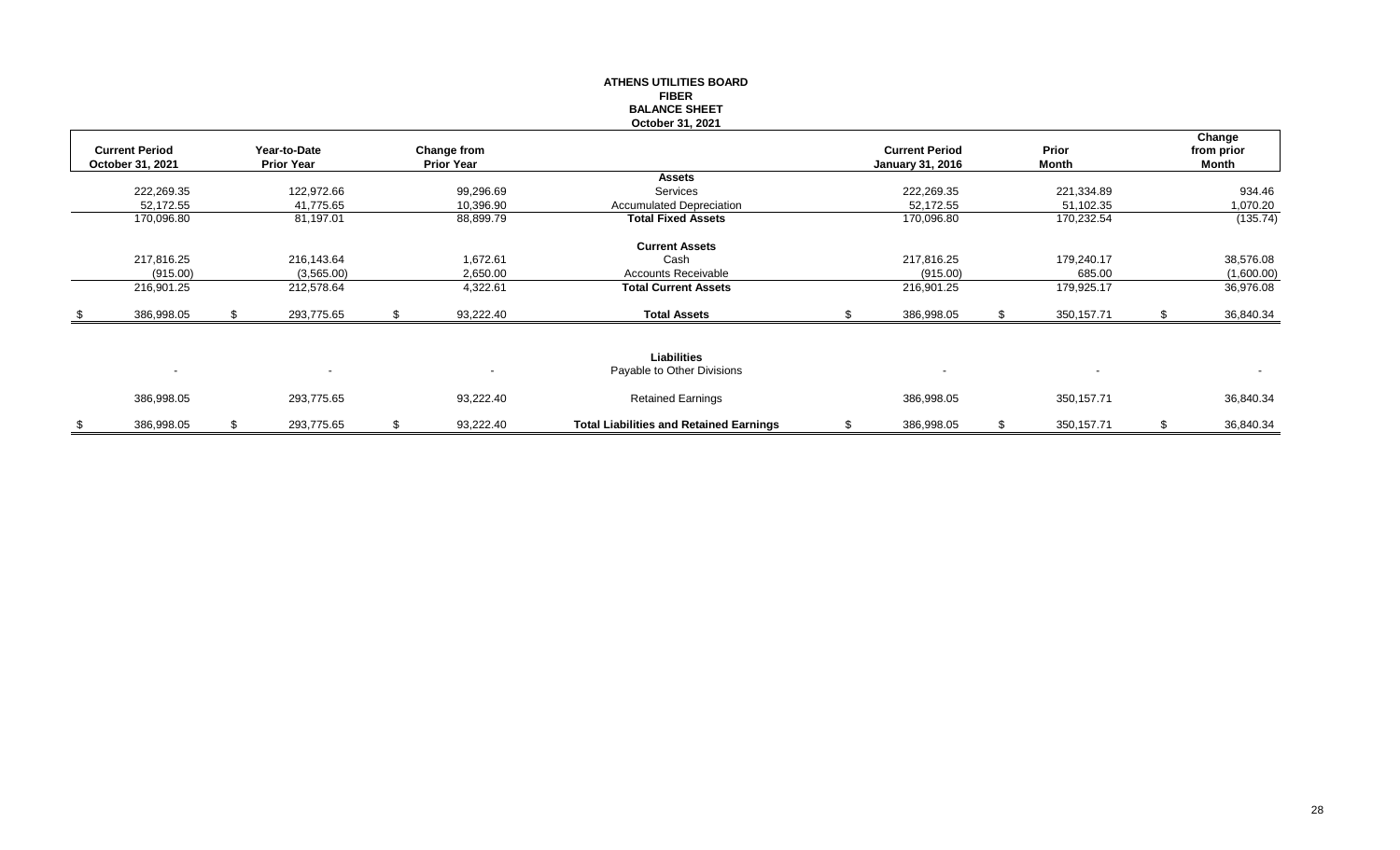# ATHENS UTILITIES BOARD
## FIBER
## BALANCE SHEET
### October 31, 2021

| Current Period October 31, 2021 | Year-to-Date Prior Year | Change from Prior Year | | Current Period January 31, 2016 | Prior Month | Change from prior Month |
|---|---|---|---|---|---|---|
| | | | **Assets** | | | |
| 222,269.35 | 122,972.66 | 99,296.69 | Services | 222,269.35 | 221,334.89 | 934.46 |
| 52,172.55 | 41,775.65 | 10,396.90 | Accumulated Depreciation | 52,172.55 | 51,102.35 | 1,070.20 |
| 170,096.80 | 81,197.01 | 88,899.79 | **Total Fixed Assets** | 170,096.80 | 170,232.54 | (135.74) |
| | | | **Current Assets** | | | |
| 217,816.25 | 216,143.64 | 1,672.61 | Cash | 217,816.25 | 179,240.17 | 38,576.08 |
| (915.00) | (3,565.00) | 2,650.00 | Accounts Receivable | (915.00) | 685.00 | (1,600.00) |
| 216,901.25 | 212,578.64 | 4,322.61 | **Total Current Assets** | 216,901.25 | 179,925.17 | 36,976.08 |
| $ 386,998.05 | $ 293,775.65 | $ 93,222.40 | **Total Assets** | $ 386,998.05 | $ 350,157.71 | $ 36,840.34 |
| | | | **Liabilities** | | | |
| - | - | - | Payable to Other Divisions | - | - | - |
| 386,998.05 | 293,775.65 | 93,222.40 | Retained Earnings | 386,998.05 | 350,157.71 | 36,840.34 |
| $ 386,998.05 | $ 293,775.65 | $ 93,222.40 | **Total Liabilities and Retained Earnings** | $ 386,998.05 | $ 350,157.71 | $ 36,840.34 |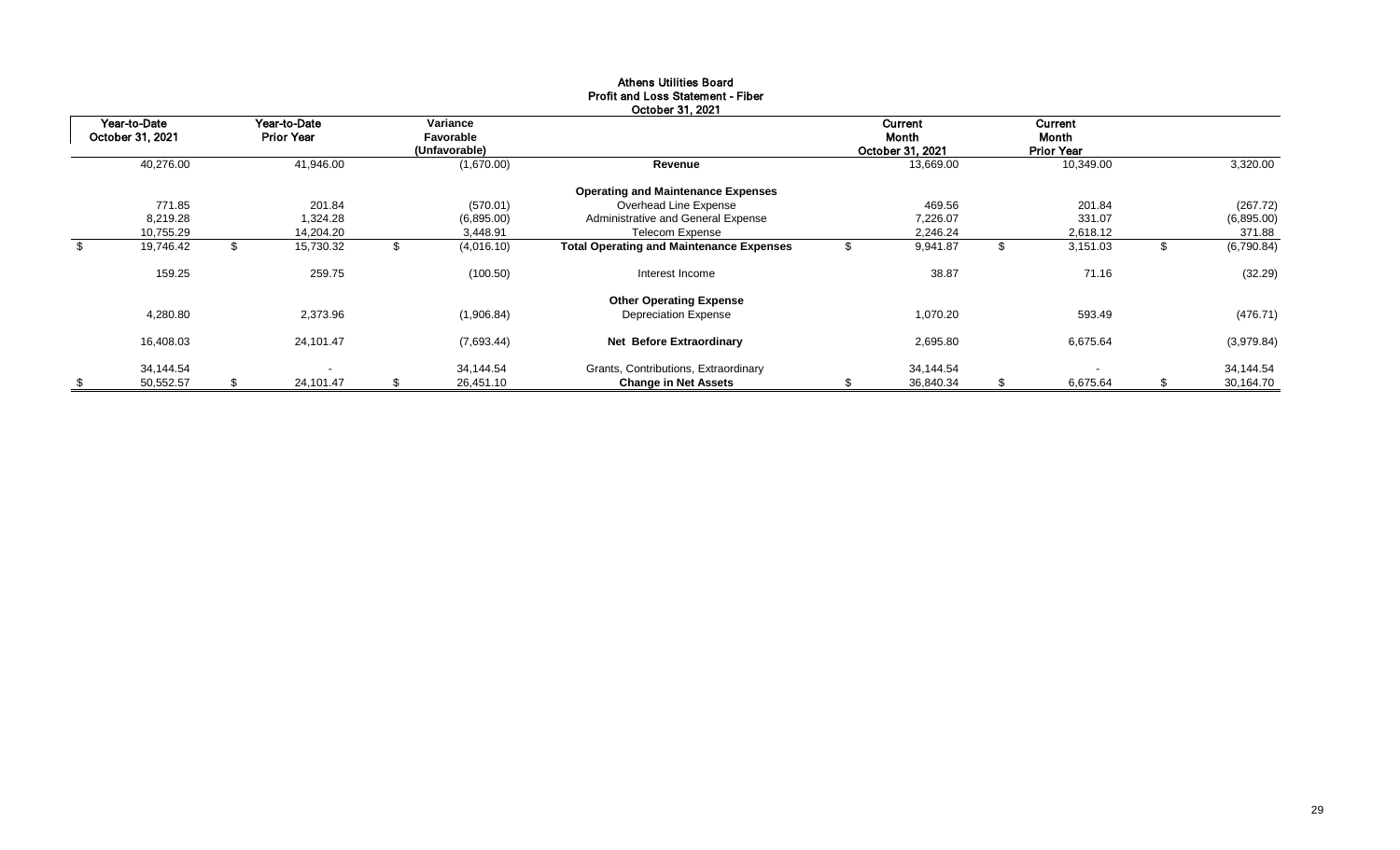# Athens Utilities Board
## Profit and Loss Statement - Fiber
### October 31, 2021

| Year-to-Date October 31, 2021 | Year-to-Date Prior Year | Variance Favorable (Unfavorable) | | Current Month October 31, 2021 | Current Month Prior Year | |
|---|---|---|---|---|---|---|
| 40,276.00 | 41,946.00 | (1,670.00) | **Revenue** | 13,669.00 | 10,349.00 | 3,320.00 |
| | | | **Operating and Maintenance Expenses** | | | |
| 771.85 | 201.84 | (570.01) | Overhead Line Expense | 469.56 | 201.84 | (267.72) |
| 8,219.28 | 1,324.28 | (6,895.00) | Administrative and General Expense | 7,226.07 | 331.07 | (6,895.00) |
| 10,755.29 | 14,204.20 | 3,448.91 | Telecom Expense | 2,246.24 | 2,618.12 | 371.88 |
| $ 19,746.42 | $ 15,730.32 | $ (4,016.10) | **Total Operating and Maintenance Expenses** | $ 9,941.87 | $ 3,151.03 | $ (6,790.84) |
| 159.25 | 259.75 | (100.50) | Interest Income | 38.87 | 71.16 | (32.29) |
| | | | **Other Operating Expense** | | | |
| 4,280.80 | 2,373.96 | (1,906.84) | Depreciation Expense | 1,070.20 | 593.49 | (476.71) |
| 16,408.03 | 24,101.47 | (7,693.44) | **Net Before Extraordinary** | 2,695.80 | 6,675.64 | (3,979.84) |
| 34,144.54 | - | 34,144.54 | Grants, Contributions, Extraordinary | 34,144.54 | - | 34,144.54 |
| $ 50,552.57 | $ 24,101.47 | $ 26,451.10 | **Change in Net Assets** | $ 36,840.34 | $ 6,675.64 | $ 30,164.70 |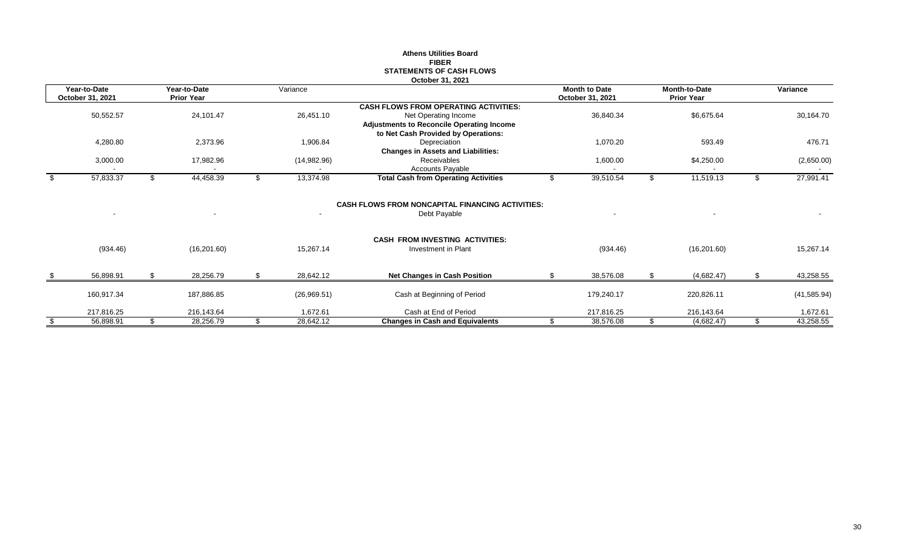**Athens Utilities Board**
**FIBER**
**STATEMENTS OF CASH FLOWS**
**October 31, 2021**

| Year-to-Date October 31, 2021 | Year-to-Date Prior Year | Variance | | Month to Date October 31, 2021 | Month-to-Date Prior Year | Variance |
|---|---|---|---|---|---|---|
| | | | **CASH FLOWS FROM OPERATING ACTIVITIES:** | | | |
| 50,552.57 | 24,101.47 | 26,451.10 | Net Operating Income | 36,840.34 | $6,675.64 | 30,164.70 |
| | | | **Adjustments to Reconcile Operating Income to Net Cash Provided by Operations:** | | | |
| 4,280.80 | 2,373.96 | 1,906.84 | Depreciation | 1,070.20 | 593.49 | 476.71 |
| | | | **Changes in Assets and Liabilities:** | | | |
| 3,000.00 | 17,982.96 | (14,982.96) | Receivables | 1,600.00 | $4,250.00 | (2,650.00) |
| - | - | - | Accounts Payable | - | - | - |
| $ 57,833.37 | $ 44,458.39 | $ 13,374.98 | **Total Cash from Operating Activities** | $ 39,510.54 | $ 11,519.13 | $ 27,991.41 |
| | | | **CASH FLOWS FROM NONCAPITAL FINANCING ACTIVITIES:** | | | |
| - | - | - | Debt Payable | - | - | - |
| | | | **CASH FROM INVESTING ACTIVITIES:** | | | |
| (934.46) | (16,201.60) | 15,267.14 | Investment in Plant | (934.46) | (16,201.60) | 15,267.14 |
| $ 56,898.91 | $ 28,256.79 | $ 28,642.12 | **Net Changes in Cash Position** | $ 38,576.08 | $ (4,682.47) | $ 43,258.55 |
| 160,917.34 | 187,886.85 | (26,969.51) | Cash at Beginning of Period | 179,240.17 | 220,826.11 | (41,585.94) |
| 217,816.25 | 216,143.64 | 1,672.61 | Cash at End of Period | 217,816.25 | 216,143.64 | 1,672.61 |
| $ 56,898.91 | $ 28,256.79 | $ 28,642.12 | **Changes in Cash and Equivalents** | $ 38,576.08 | $ (4,682.47) | $ 43,258.55 |